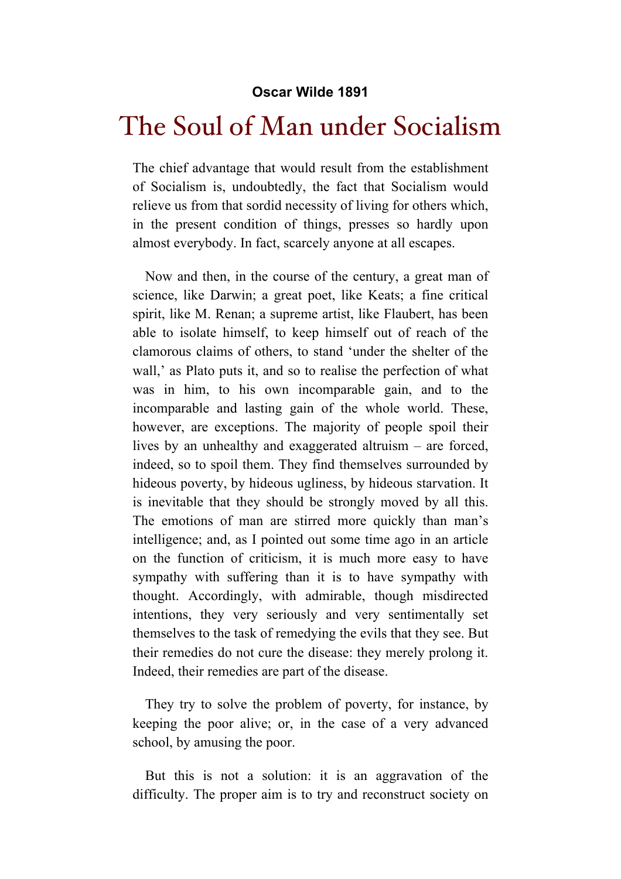**Oscar Wilde 1891**

# The Soul of Man under Socialism

The chief advantage that would result from the establishment of Socialism is, undoubtedly, the fact that Socialism would relieve us from that sordid necessity of living for others which, in the present condition of things, presses so hardly upon almost everybody. In fact, scarcely anyone at all escapes.

Now and then, in the course of the century, a great man of science, like Darwin; a great poet, like Keats; a fine critical spirit, like M. Renan; a supreme artist, like Flaubert, has been able to isolate himself, to keep himself out of reach of the clamorous claims of others, to stand 'under the shelter of the wall,' as Plato puts it, and so to realise the perfection of what was in him, to his own incomparable gain, and to the incomparable and lasting gain of the whole world. These, however, are exceptions. The majority of people spoil their lives by an unhealthy and exaggerated altruism – are forced, indeed, so to spoil them. They find themselves surrounded by hideous poverty, by hideous ugliness, by hideous starvation. It is inevitable that they should be strongly moved by all this. The emotions of man are stirred more quickly than man's intelligence; and, as I pointed out some time ago in an article on the function of criticism, it is much more easy to have sympathy with suffering than it is to have sympathy with thought. Accordingly, with admirable, though misdirected intentions, they very seriously and very sentimentally set themselves to the task of remedying the evils that they see. But their remedies do not cure the disease: they merely prolong it. Indeed, their remedies are part of the disease.

They try to solve the problem of poverty, for instance, by keeping the poor alive; or, in the case of a very advanced school, by amusing the poor.

But this is not a solution: it is an aggravation of the difficulty. The proper aim is to try and reconstruct society on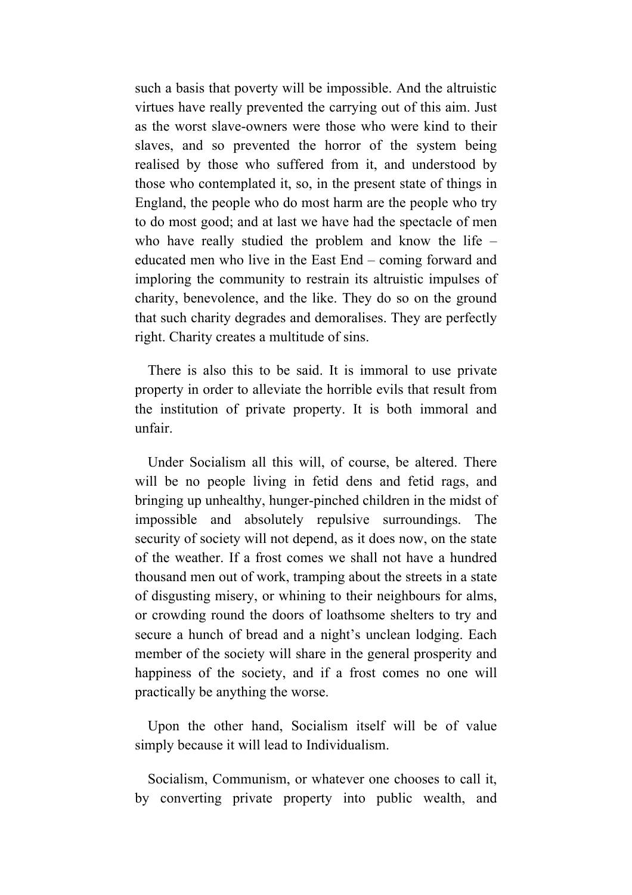such a basis that poverty will be impossible. And the altruistic virtues have really prevented the carrying out of this aim. Just as the worst slave-owners were those who were kind to their slaves, and so prevented the horror of the system being realised by those who suffered from it, and understood by those who contemplated it, so, in the present state of things in England, the people who do most harm are the people who try to do most good; and at last we have had the spectacle of men who have really studied the problem and know the life – educated men who live in the East End – coming forward and imploring the community to restrain its altruistic impulses of charity, benevolence, and the like. They do so on the ground that such charity degrades and demoralises. They are perfectly right. Charity creates a multitude of sins.

There is also this to be said. It is immoral to use private property in order to alleviate the horrible evils that result from the institution of private property. It is both immoral and unfair.

Under Socialism all this will, of course, be altered. There will be no people living in fetid dens and fetid rags, and bringing up unhealthy, hunger-pinched children in the midst of impossible and absolutely repulsive surroundings. The security of society will not depend, as it does now, on the state of the weather. If a frost comes we shall not have a hundred thousand men out of work, tramping about the streets in a state of disgusting misery, or whining to their neighbours for alms, or crowding round the doors of loathsome shelters to try and secure a hunch of bread and a night's unclean lodging. Each member of the society will share in the general prosperity and happiness of the society, and if a frost comes no one will practically be anything the worse.

Upon the other hand, Socialism itself will be of value simply because it will lead to Individualism.

Socialism, Communism, or whatever one chooses to call it, by converting private property into public wealth, and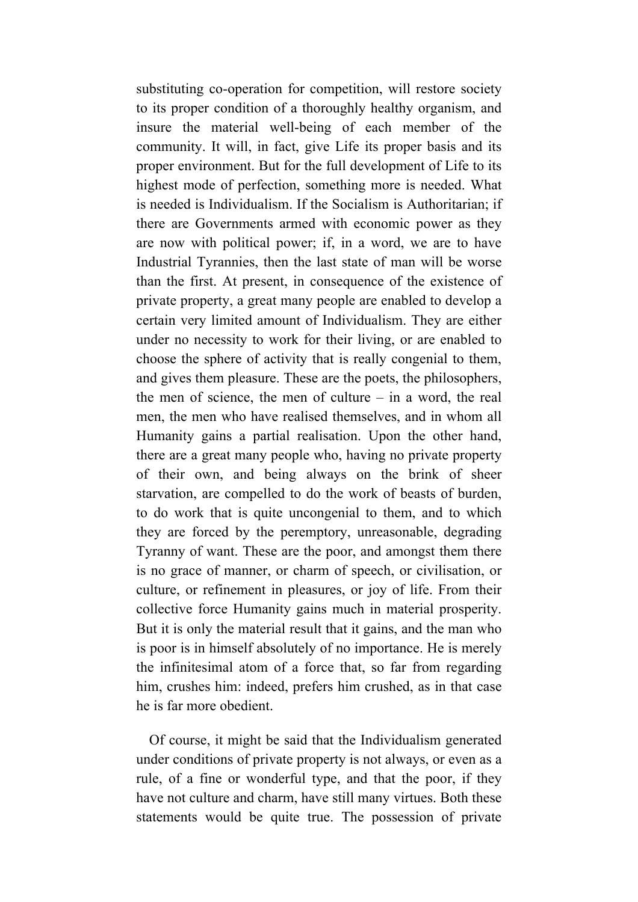substituting co-operation for competition, will restore society to its proper condition of a thoroughly healthy organism, and insure the material well-being of each member of the community. It will, in fact, give Life its proper basis and its proper environment. But for the full development of Life to its highest mode of perfection, something more is needed. What is needed is Individualism. If the Socialism is Authoritarian; if there are Governments armed with economic power as they are now with political power; if, in a word, we are to have Industrial Tyrannies, then the last state of man will be worse than the first. At present, in consequence of the existence of private property, a great many people are enabled to develop a certain very limited amount of Individualism. They are either under no necessity to work for their living, or are enabled to choose the sphere of activity that is really congenial to them, and gives them pleasure. These are the poets, the philosophers, the men of science, the men of culture – in a word, the real men, the men who have realised themselves, and in whom all Humanity gains a partial realisation. Upon the other hand, there are a great many people who, having no private property of their own, and being always on the brink of sheer starvation, are compelled to do the work of beasts of burden, to do work that is quite uncongenial to them, and to which they are forced by the peremptory, unreasonable, degrading Tyranny of want. These are the poor, and amongst them there is no grace of manner, or charm of speech, or civilisation, or culture, or refinement in pleasures, or joy of life. From their collective force Humanity gains much in material prosperity. But it is only the material result that it gains, and the man who is poor is in himself absolutely of no importance. He is merely the infinitesimal atom of a force that, so far from regarding him, crushes him: indeed, prefers him crushed, as in that case he is far more obedient.

Of course, it might be said that the Individualism generated under conditions of private property is not always, or even as a rule, of a fine or wonderful type, and that the poor, if they have not culture and charm, have still many virtues. Both these statements would be quite true. The possession of private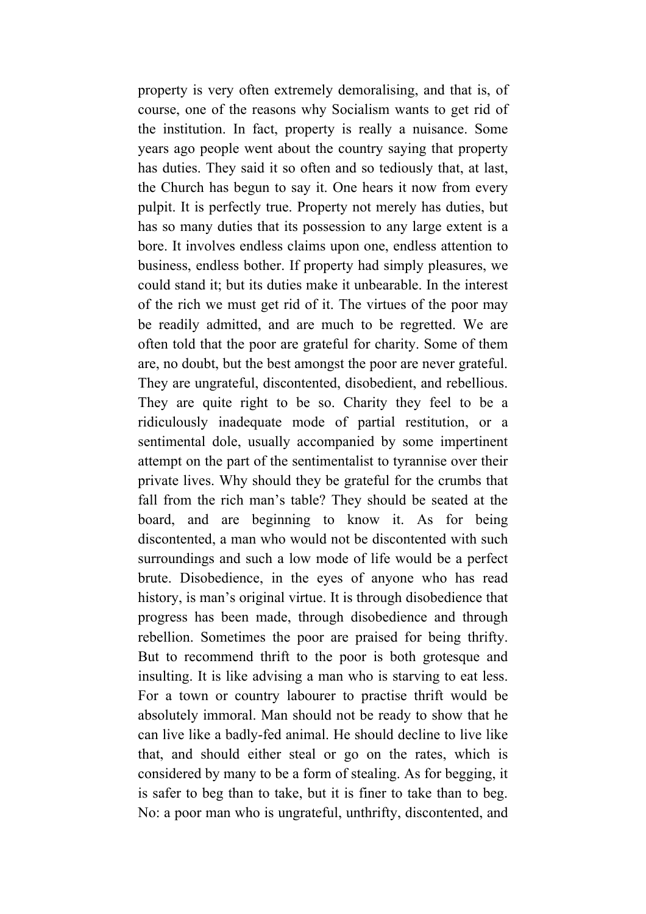property is very often extremely demoralising, and that is, of course, one of the reasons why Socialism wants to get rid of the institution. In fact, property is really a nuisance. Some years ago people went about the country saying that property has duties. They said it so often and so tediously that, at last, the Church has begun to say it. One hears it now from every pulpit. It is perfectly true. Property not merely has duties, but has so many duties that its possession to any large extent is a bore. It involves endless claims upon one, endless attention to business, endless bother. If property had simply pleasures, we could stand it; but its duties make it unbearable. In the interest of the rich we must get rid of it. The virtues of the poor may be readily admitted, and are much to be regretted. We are often told that the poor are grateful for charity. Some of them are, no doubt, but the best amongst the poor are never grateful. They are ungrateful, discontented, disobedient, and rebellious. They are quite right to be so. Charity they feel to be a ridiculously inadequate mode of partial restitution, or a sentimental dole, usually accompanied by some impertinent attempt on the part of the sentimentalist to tyrannise over their private lives. Why should they be grateful for the crumbs that fall from the rich man's table? They should be seated at the board, and are beginning to know it. As for being discontented, a man who would not be discontented with such surroundings and such a low mode of life would be a perfect brute. Disobedience, in the eyes of anyone who has read history, is man's original virtue. It is through disobedience that progress has been made, through disobedience and through rebellion. Sometimes the poor are praised for being thrifty. But to recommend thrift to the poor is both grotesque and insulting. It is like advising a man who is starving to eat less. For a town or country labourer to practise thrift would be absolutely immoral. Man should not be ready to show that he can live like a badly-fed animal. He should decline to live like that, and should either steal or go on the rates, which is considered by many to be a form of stealing. As for begging, it is safer to beg than to take, but it is finer to take than to beg. No: a poor man who is ungrateful, unthrifty, discontented, and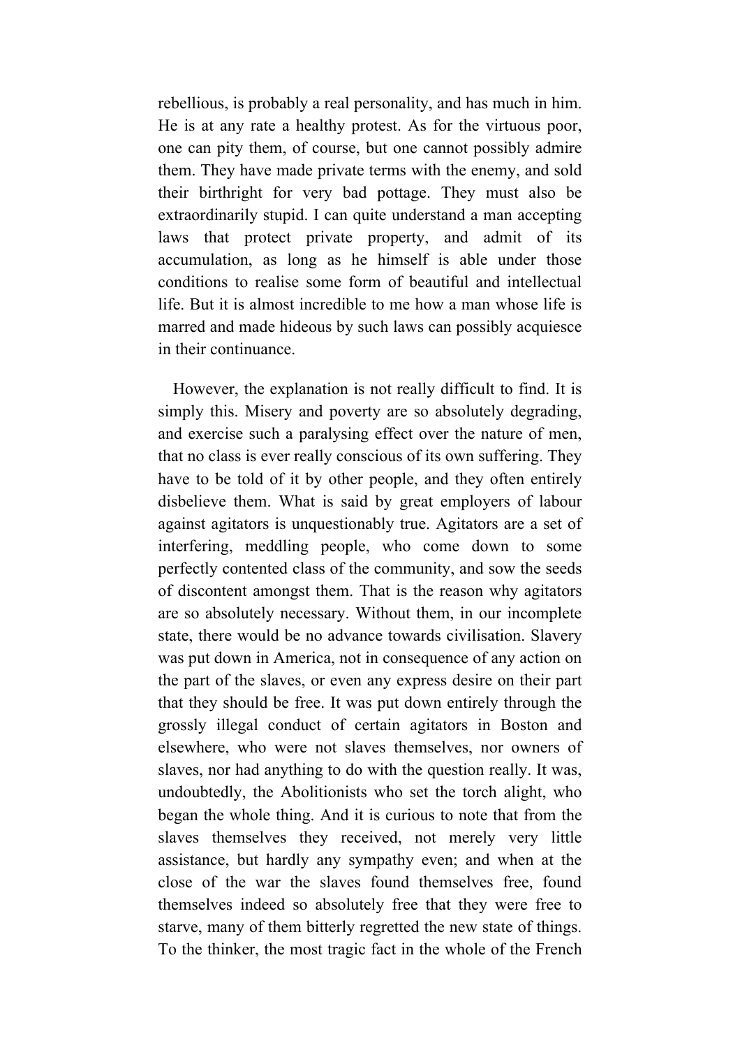rebellious, is probably a real personality, and has much in him. He is at any rate a healthy protest. As for the virtuous poor, one can pity them, of course, but one cannot possibly admire them. They have made private terms with the enemy, and sold their birthright for very bad pottage. They must also be extraordinarily stupid. I can quite understand a man accepting laws that protect private property, and admit of its accumulation, as long as he himself is able under those conditions to realise some form of beautiful and intellectual life. But it is almost incredible to me how a man whose life is marred and made hideous by such laws can possibly acquiesce in their continuance.

However, the explanation is not really difficult to find. It is simply this. Misery and poverty are so absolutely degrading, and exercise such a paralysing effect over the nature of men, that no class is ever really conscious of its own suffering. They have to be told of it by other people, and they often entirely disbelieve them. What is said by great employers of labour against agitators is unquestionably true. Agitators are a set of interfering, meddling people, who come down to some perfectly contented class of the community, and sow the seeds of discontent amongst them. That is the reason why agitators are so absolutely necessary. Without them, in our incomplete state, there would be no advance towards civilisation. Slavery was put down in America, not in consequence of any action on the part of the slaves, or even any express desire on their part that they should be free. It was put down entirely through the grossly illegal conduct of certain agitators in Boston and elsewhere, who were not slaves themselves, nor owners of slaves, nor had anything to do with the question really. It was, undoubtedly, the Abolitionists who set the torch alight, who began the whole thing. And it is curious to note that from the slaves themselves they received, not merely very little assistance, but hardly any sympathy even; and when at the close of the war the slaves found themselves free, found themselves indeed so absolutely free that they were free to starve, many of them bitterly regretted the new state of things. To the thinker, the most tragic fact in the whole of the French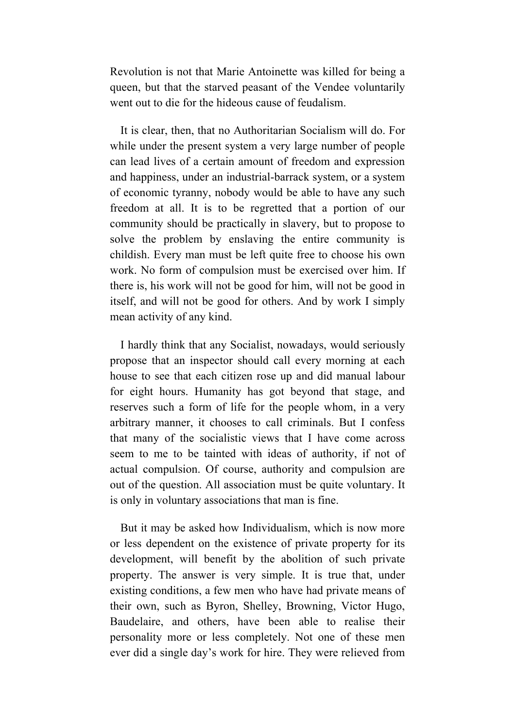Revolution is not that Marie Antoinette was killed for being a queen, but that the starved peasant of the Vendee voluntarily went out to die for the hideous cause of feudalism.

It is clear, then, that no Authoritarian Socialism will do. For while under the present system a very large number of people can lead lives of a certain amount of freedom and expression and happiness, under an industrial-barrack system, or a system of economic tyranny, nobody would be able to have any such freedom at all. It is to be regretted that a portion of our community should be practically in slavery, but to propose to solve the problem by enslaving the entire community is childish. Every man must be left quite free to choose his own work. No form of compulsion must be exercised over him. If there is, his work will not be good for him, will not be good in itself, and will not be good for others. And by work I simply mean activity of any kind.

I hardly think that any Socialist, nowadays, would seriously propose that an inspector should call every morning at each house to see that each citizen rose up and did manual labour for eight hours. Humanity has got beyond that stage, and reserves such a form of life for the people whom, in a very arbitrary manner, it chooses to call criminals. But I confess that many of the socialistic views that I have come across seem to me to be tainted with ideas of authority, if not of actual compulsion. Of course, authority and compulsion are out of the question. All association must be quite voluntary. It is only in voluntary associations that man is fine.

But it may be asked how Individualism, which is now more or less dependent on the existence of private property for its development, will benefit by the abolition of such private property. The answer is very simple. It is true that, under existing conditions, a few men who have had private means of their own, such as Byron, Shelley, Browning, Victor Hugo, Baudelaire, and others, have been able to realise their personality more or less completely. Not one of these men ever did a single day's work for hire. They were relieved from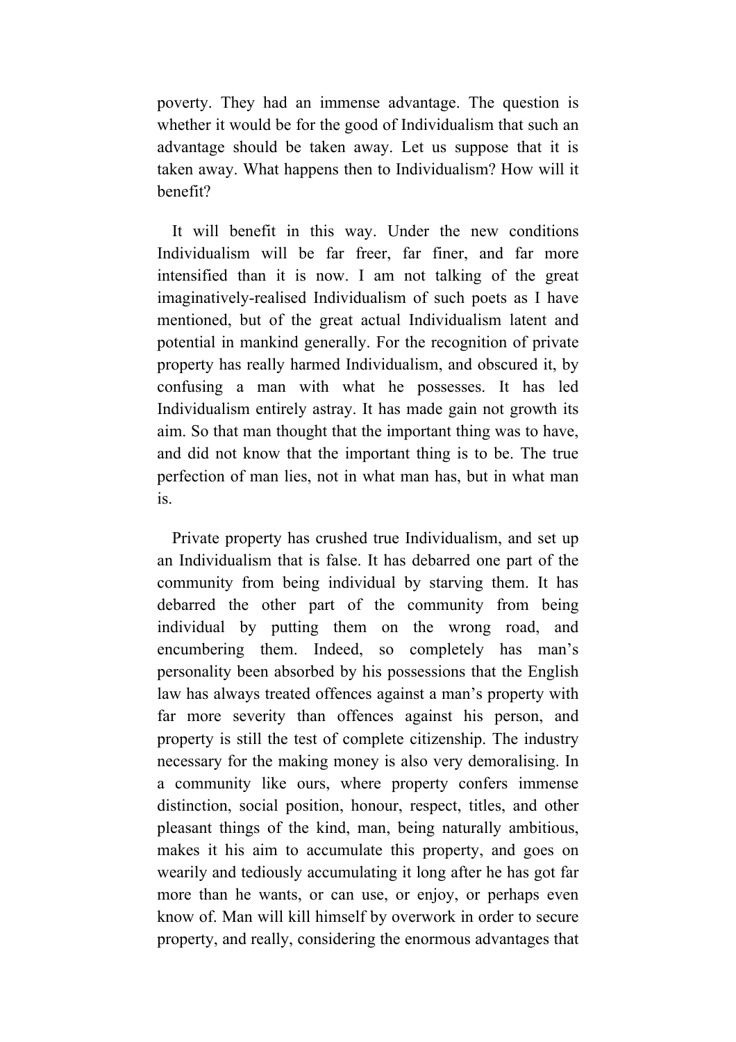poverty. They had an immense advantage. The question is whether it would be for the good of Individualism that such an advantage should be taken away. Let us suppose that it is taken away. What happens then to Individualism? How will it benefit?

It will benefit in this way. Under the new conditions Individualism will be far freer, far finer, and far more intensified than it is now. I am not talking of the great imaginatively-realised Individualism of such poets as I have mentioned, but of the great actual Individualism latent and potential in mankind generally. For the recognition of private property has really harmed Individualism, and obscured it, by confusing a man with what he possesses. It has led Individualism entirely astray. It has made gain not growth its aim. So that man thought that the important thing was to have, and did not know that the important thing is to be. The true perfection of man lies, not in what man has, but in what man is.

Private property has crushed true Individualism, and set up an Individualism that is false. It has debarred one part of the community from being individual by starving them. It has debarred the other part of the community from being individual by putting them on the wrong road, and encumbering them. Indeed, so completely has man's personality been absorbed by his possessions that the English law has always treated offences against a man's property with far more severity than offences against his person, and property is still the test of complete citizenship. The industry necessary for the making money is also very demoralising. In a community like ours, where property confers immense distinction, social position, honour, respect, titles, and other pleasant things of the kind, man, being naturally ambitious, makes it his aim to accumulate this property, and goes on wearily and tediously accumulating it long after he has got far more than he wants, or can use, or enjoy, or perhaps even know of. Man will kill himself by overwork in order to secure property, and really, considering the enormous advantages that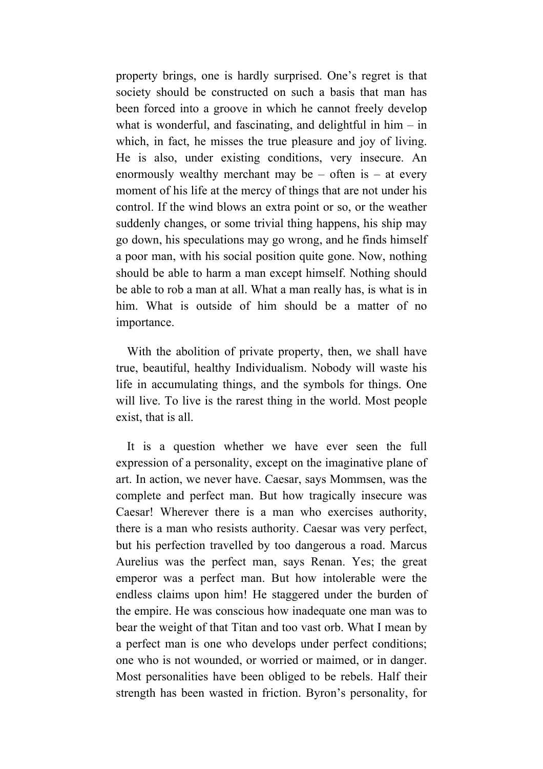property brings, one is hardly surprised. One’s regret is that society should be constructed on such a basis that man has been forced into a groove in which he cannot freely develop what is wonderful, and fascinating, and delightful in him – in which, in fact, he misses the true pleasure and joy of living. He is also, under existing conditions, very insecure. An enormously wealthy merchant may be – often is – at every moment of his life at the mercy of things that are not under his control. If the wind blows an extra point or so, or the weather suddenly changes, or some trivial thing happens, his ship may go down, his speculations may go wrong, and he finds himself a poor man, with his social position quite gone. Now, nothing should be able to harm a man except himself. Nothing should be able to rob a man at all. What a man really has, is what is in him. What is outside of him should be a matter of no importance.

With the abolition of private property, then, we shall have true, beautiful, healthy Individualism. Nobody will waste his life in accumulating things, and the symbols for things. One will live. To live is the rarest thing in the world. Most people exist, that is all.

It is a question whether we have ever seen the full expression of a personality, except on the imaginative plane of art. In action, we never have. Caesar, says Mommsen, was the complete and perfect man. But how tragically insecure was Caesar! Wherever there is a man who exercises authority, there is a man who resists authority. Caesar was very perfect, but his perfection travelled by too dangerous a road. Marcus Aurelius was the perfect man, says Renan. Yes; the great emperor was a perfect man. But how intolerable were the endless claims upon him! He staggered under the burden of the empire. He was conscious how inadequate one man was to bear the weight of that Titan and too vast orb. What I mean by a perfect man is one who develops under perfect conditions; one who is not wounded, or worried or maimed, or in danger. Most personalities have been obliged to be rebels. Half their strength has been wasted in friction. Byron’s personality, for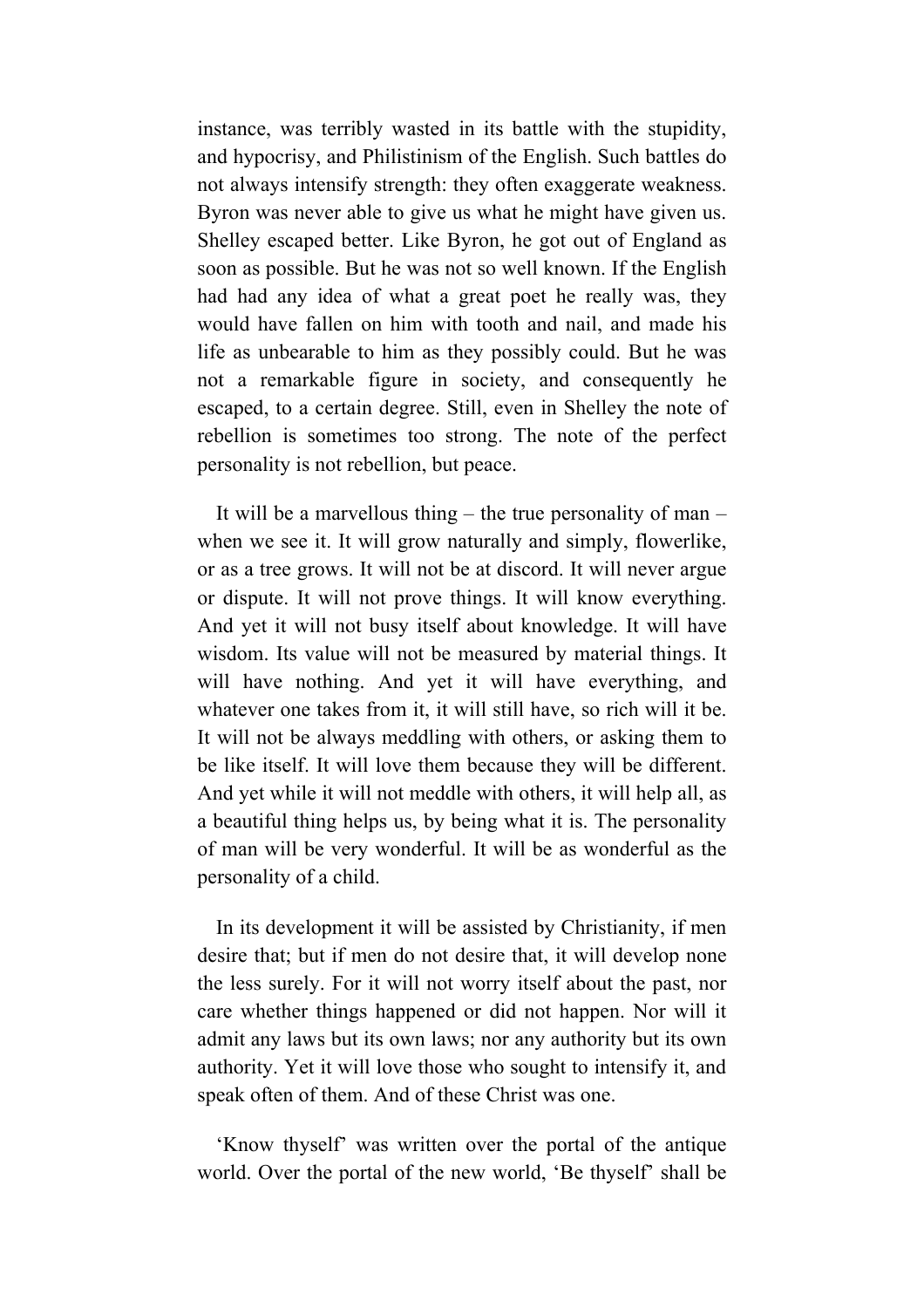instance, was terribly wasted in its battle with the stupidity, and hypocrisy, and Philistinism of the English. Such battles do not always intensify strength: they often exaggerate weakness. Byron was never able to give us what he might have given us. Shelley escaped better. Like Byron, he got out of England as soon as possible. But he was not so well known. If the English had had any idea of what a great poet he really was, they would have fallen on him with tooth and nail, and made his life as unbearable to him as they possibly could. But he was not a remarkable figure in society, and consequently he escaped, to a certain degree. Still, even in Shelley the note of rebellion is sometimes too strong. The note of the perfect personality is not rebellion, but peace.

It will be a marvellous thing – the true personality of man – when we see it. It will grow naturally and simply, flowerlike, or as a tree grows. It will not be at discord. It will never argue or dispute. It will not prove things. It will know everything. And yet it will not busy itself about knowledge. It will have wisdom. Its value will not be measured by material things. It will have nothing. And yet it will have everything, and whatever one takes from it, it will still have, so rich will it be. It will not be always meddling with others, or asking them to be like itself. It will love them because they will be different. And yet while it will not meddle with others, it will help all, as a beautiful thing helps us, by being what it is. The personality of man will be very wonderful. It will be as wonderful as the personality of a child.

In its development it will be assisted by Christianity, if men desire that; but if men do not desire that, it will develop none the less surely. For it will not worry itself about the past, nor care whether things happened or did not happen. Nor will it admit any laws but its own laws; nor any authority but its own authority. Yet it will love those who sought to intensify it, and speak often of them. And of these Christ was one.

'Know thyself' was written over the portal of the antique world. Over the portal of the new world, 'Be thyself' shall be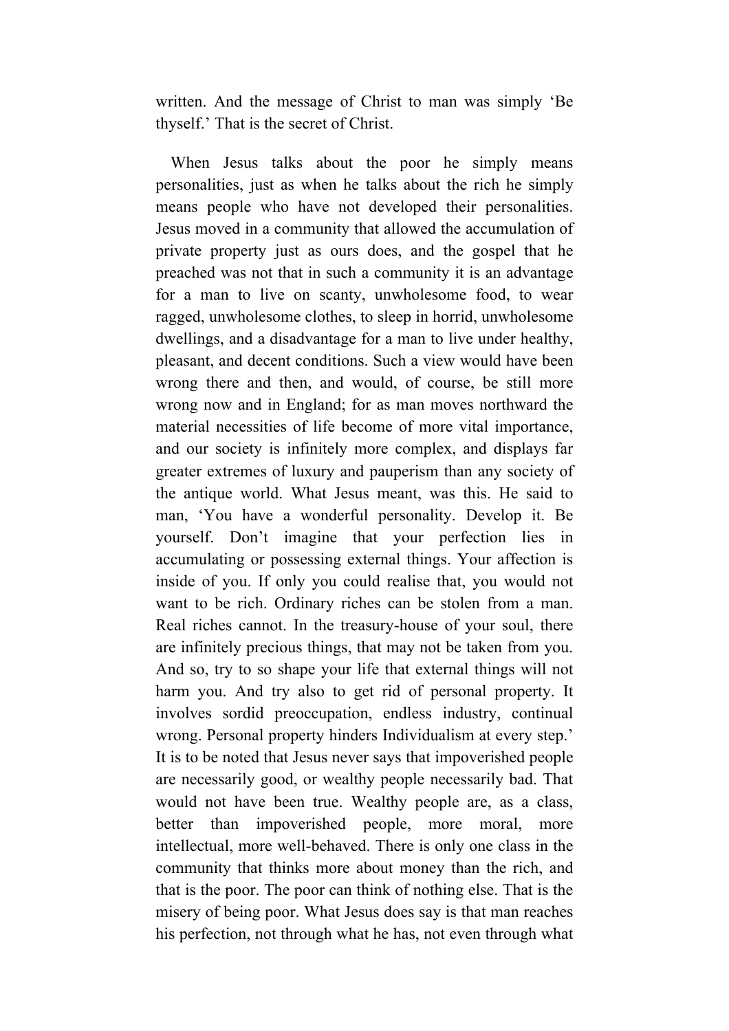written. And the message of Christ to man was simply 'Be thyself.' That is the secret of Christ.

When Jesus talks about the poor he simply means personalities, just as when he talks about the rich he simply means people who have not developed their personalities. Jesus moved in a community that allowed the accumulation of private property just as ours does, and the gospel that he preached was not that in such a community it is an advantage for a man to live on scanty, unwholesome food, to wear ragged, unwholesome clothes, to sleep in horrid, unwholesome dwellings, and a disadvantage for a man to live under healthy, pleasant, and decent conditions. Such a view would have been wrong there and then, and would, of course, be still more wrong now and in England; for as man moves northward the material necessities of life become of more vital importance, and our society is infinitely more complex, and displays far greater extremes of luxury and pauperism than any society of the antique world. What Jesus meant, was this. He said to man, 'You have a wonderful personality. Develop it. Be yourself. Don't imagine that your perfection lies in accumulating or possessing external things. Your affection is inside of you. If only you could realise that, you would not want to be rich. Ordinary riches can be stolen from a man. Real riches cannot. In the treasury-house of your soul, there are infinitely precious things, that may not be taken from you. And so, try to so shape your life that external things will not harm you. And try also to get rid of personal property. It involves sordid preoccupation, endless industry, continual wrong. Personal property hinders Individualism at every step.' It is to be noted that Jesus never says that impoverished people are necessarily good, or wealthy people necessarily bad. That would not have been true. Wealthy people are, as a class, better than impoverished people, more moral, more intellectual, more well-behaved. There is only one class in the community that thinks more about money than the rich, and that is the poor. The poor can think of nothing else. That is the misery of being poor. What Jesus does say is that man reaches his perfection, not through what he has, not even through what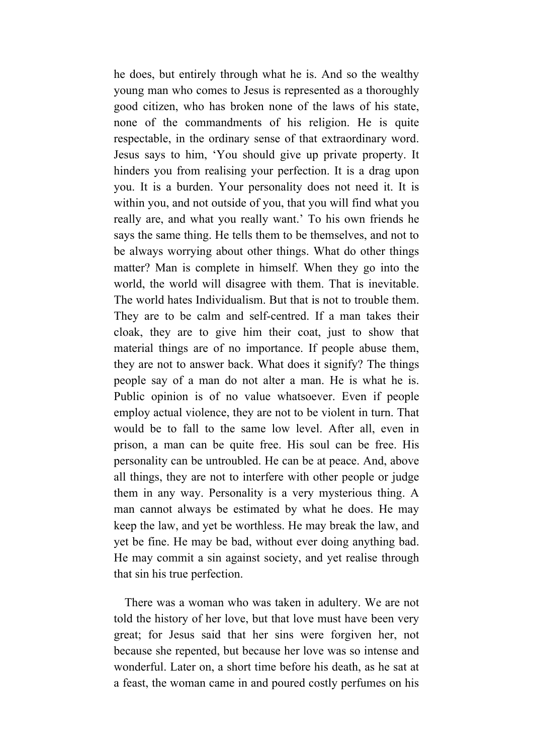he does, but entirely through what he is. And so the wealthy young man who comes to Jesus is represented as a thoroughly good citizen, who has broken none of the laws of his state, none of the commandments of his religion. He is quite respectable, in the ordinary sense of that extraordinary word. Jesus says to him, 'You should give up private property. It hinders you from realising your perfection. It is a drag upon you. It is a burden. Your personality does not need it. It is within you, and not outside of you, that you will find what you really are, and what you really want.' To his own friends he says the same thing. He tells them to be themselves, and not to be always worrying about other things. What do other things matter? Man is complete in himself. When they go into the world, the world will disagree with them. That is inevitable. The world hates Individualism. But that is not to trouble them. They are to be calm and self-centred. If a man takes their cloak, they are to give him their coat, just to show that material things are of no importance. If people abuse them, they are not to answer back. What does it signify? The things people say of a man do not alter a man. He is what he is. Public opinion is of no value whatsoever. Even if people employ actual violence, they are not to be violent in turn. That would be to fall to the same low level. After all, even in prison, a man can be quite free. His soul can be free. His personality can be untroubled. He can be at peace. And, above all things, they are not to interfere with other people or judge them in any way. Personality is a very mysterious thing. A man cannot always be estimated by what he does. He may keep the law, and yet be worthless. He may break the law, and yet be fine. He may be bad, without ever doing anything bad. He may commit a sin against society, and yet realise through that sin his true perfection.

There was a woman who was taken in adultery. We are not told the history of her love, but that love must have been very great; for Jesus said that her sins were forgiven her, not because she repented, but because her love was so intense and wonderful. Later on, a short time before his death, as he sat at a feast, the woman came in and poured costly perfumes on his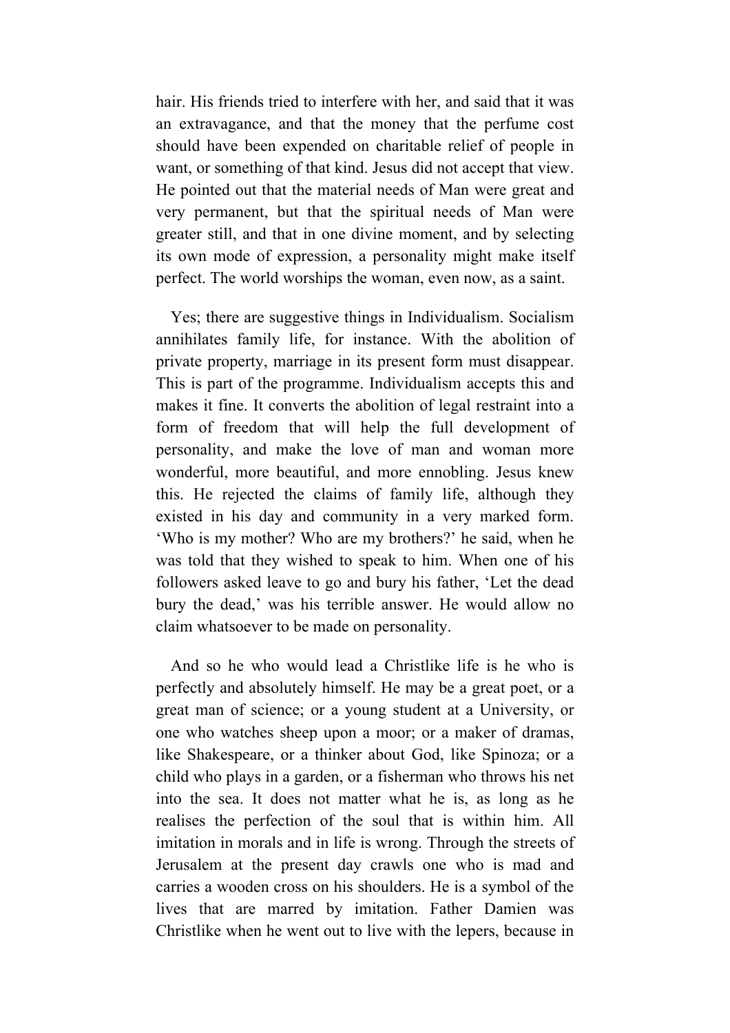hair. His friends tried to interfere with her, and said that it was an extravagance, and that the money that the perfume cost should have been expended on charitable relief of people in want, or something of that kind. Jesus did not accept that view. He pointed out that the material needs of Man were great and very permanent, but that the spiritual needs of Man were greater still, and that in one divine moment, and by selecting its own mode of expression, a personality might make itself perfect. The world worships the woman, even now, as a saint.

Yes; there are suggestive things in Individualism. Socialism annihilates family life, for instance. With the abolition of private property, marriage in its present form must disappear. This is part of the programme. Individualism accepts this and makes it fine. It converts the abolition of legal restraint into a form of freedom that will help the full development of personality, and make the love of man and woman more wonderful, more beautiful, and more ennobling. Jesus knew this. He rejected the claims of family life, although they existed in his day and community in a very marked form. ‘Who is my mother? Who are my brothers?’ he said, when he was told that they wished to speak to him. When one of his followers asked leave to go and bury his father, ‘Let the dead bury the dead,’ was his terrible answer. He would allow no claim whatsoever to be made on personality.

And so he who would lead a Christlike life is he who is perfectly and absolutely himself. He may be a great poet, or a great man of science; or a young student at a University, or one who watches sheep upon a moor; or a maker of dramas, like Shakespeare, or a thinker about God, like Spinoza; or a child who plays in a garden, or a fisherman who throws his net into the sea. It does not matter what he is, as long as he realises the perfection of the soul that is within him. All imitation in morals and in life is wrong. Through the streets of Jerusalem at the present day crawls one who is mad and carries a wooden cross on his shoulders. He is a symbol of the lives that are marred by imitation. Father Damien was Christlike when he went out to live with the lepers, because in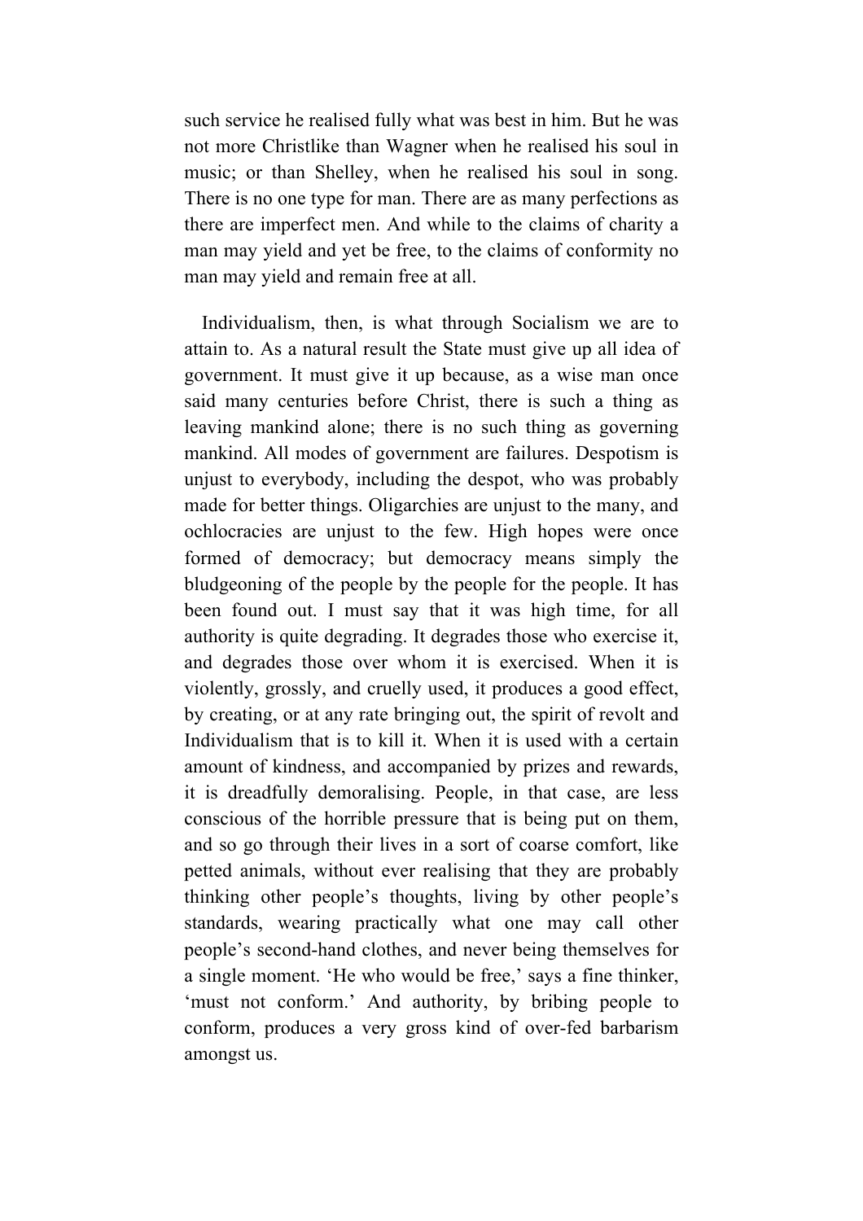such service he realised fully what was best in him. But he was not more Christlike than Wagner when he realised his soul in music; or than Shelley, when he realised his soul in song. There is no one type for man. There are as many perfections as there are imperfect men. And while to the claims of charity a man may yield and yet be free, to the claims of conformity no man may yield and remain free at all.

Individualism, then, is what through Socialism we are to attain to. As a natural result the State must give up all idea of government. It must give it up because, as a wise man once said many centuries before Christ, there is such a thing as leaving mankind alone; there is no such thing as governing mankind. All modes of government are failures. Despotism is unjust to everybody, including the despot, who was probably made for better things. Oligarchies are unjust to the many, and ochlocracies are unjust to the few. High hopes were once formed of democracy; but democracy means simply the bludgeoning of the people by the people for the people. It has been found out. I must say that it was high time, for all authority is quite degrading. It degrades those who exercise it, and degrades those over whom it is exercised. When it is violently, grossly, and cruelly used, it produces a good effect, by creating, or at any rate bringing out, the spirit of revolt and Individualism that is to kill it. When it is used with a certain amount of kindness, and accompanied by prizes and rewards, it is dreadfully demoralising. People, in that case, are less conscious of the horrible pressure that is being put on them, and so go through their lives in a sort of coarse comfort, like petted animals, without ever realising that they are probably thinking other people's thoughts, living by other people's standards, wearing practically what one may call other people's second-hand clothes, and never being themselves for a single moment. 'He who would be free,' says a fine thinker, 'must not conform.' And authority, by bribing people to conform, produces a very gross kind of over-fed barbarism amongst us.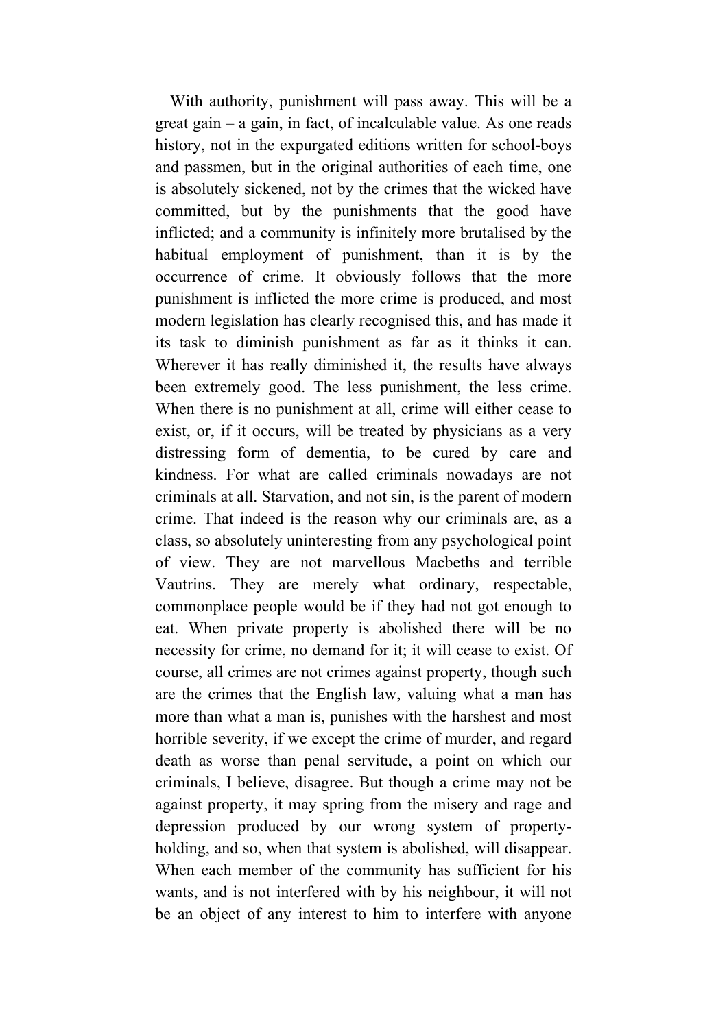With authority, punishment will pass away. This will be a great gain – a gain, in fact, of incalculable value. As one reads history, not in the expurgated editions written for school-boys and passmen, but in the original authorities of each time, one is absolutely sickened, not by the crimes that the wicked have committed, but by the punishments that the good have inflicted; and a community is infinitely more brutalised by the habitual employment of punishment, than it is by the occurrence of crime. It obviously follows that the more punishment is inflicted the more crime is produced, and most modern legislation has clearly recognised this, and has made it its task to diminish punishment as far as it thinks it can. Wherever it has really diminished it, the results have always been extremely good. The less punishment, the less crime. When there is no punishment at all, crime will either cease to exist, or, if it occurs, will be treated by physicians as a very distressing form of dementia, to be cured by care and kindness. For what are called criminals nowadays are not criminals at all. Starvation, and not sin, is the parent of modern crime. That indeed is the reason why our criminals are, as a class, so absolutely uninteresting from any psychological point of view. They are not marvellous Macbeths and terrible Vautrins. They are merely what ordinary, respectable, commonplace people would be if they had not got enough to eat. When private property is abolished there will be no necessity for crime, no demand for it; it will cease to exist. Of course, all crimes are not crimes against property, though such are the crimes that the English law, valuing what a man has more than what a man is, punishes with the harshest and most horrible severity, if we except the crime of murder, and regard death as worse than penal servitude, a point on which our criminals, I believe, disagree. But though a crime may not be against property, it may spring from the misery and rage and depression produced by our wrong system of property-holding, and so, when that system is abolished, will disappear. When each member of the community has sufficient for his wants, and is not interfered with by his neighbour, it will not be an object of any interest to him to interfere with anyone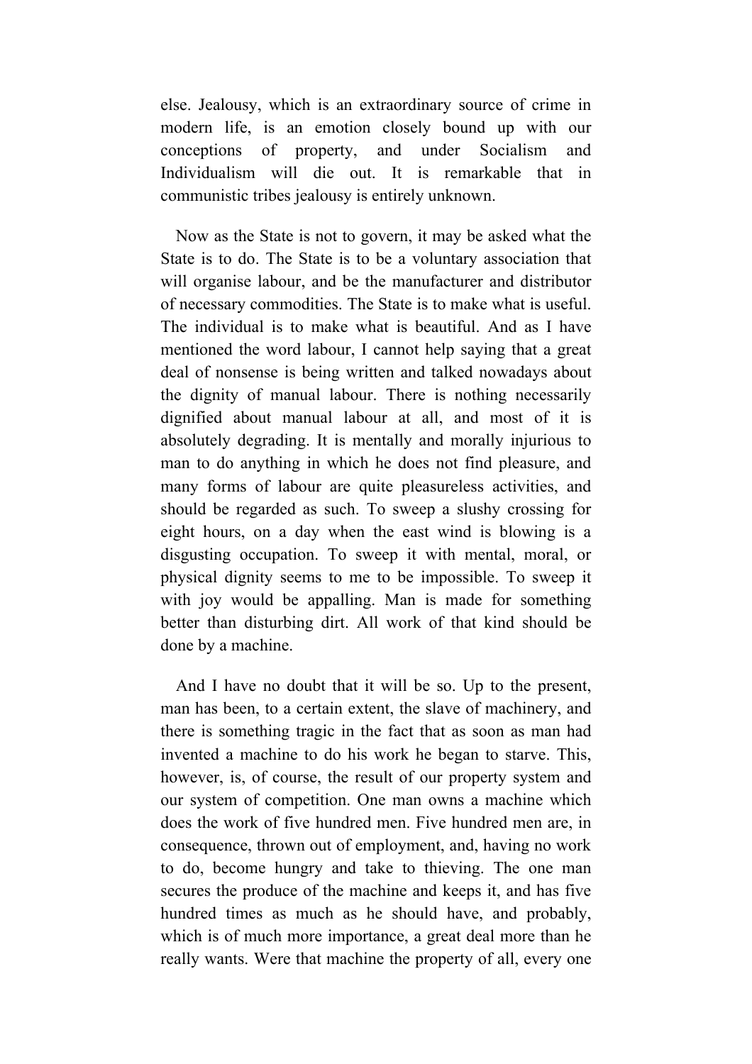else. Jealousy, which is an extraordinary source of crime in modern life, is an emotion closely bound up with our conceptions of property, and under Socialism and Individualism will die out. It is remarkable that in communistic tribes jealousy is entirely unknown.

Now as the State is not to govern, it may be asked what the State is to do. The State is to be a voluntary association that will organise labour, and be the manufacturer and distributor of necessary commodities. The State is to make what is useful. The individual is to make what is beautiful. And as I have mentioned the word labour, I cannot help saying that a great deal of nonsense is being written and talked nowadays about the dignity of manual labour. There is nothing necessarily dignified about manual labour at all, and most of it is absolutely degrading. It is mentally and morally injurious to man to do anything in which he does not find pleasure, and many forms of labour are quite pleasureless activities, and should be regarded as such. To sweep a slushy crossing for eight hours, on a day when the east wind is blowing is a disgusting occupation. To sweep it with mental, moral, or physical dignity seems to me to be impossible. To sweep it with joy would be appalling. Man is made for something better than disturbing dirt. All work of that kind should be done by a machine.

And I have no doubt that it will be so. Up to the present, man has been, to a certain extent, the slave of machinery, and there is something tragic in the fact that as soon as man had invented a machine to do his work he began to starve. This, however, is, of course, the result of our property system and our system of competition. One man owns a machine which does the work of five hundred men. Five hundred men are, in consequence, thrown out of employment, and, having no work to do, become hungry and take to thieving. The one man secures the produce of the machine and keeps it, and has five hundred times as much as he should have, and probably, which is of much more importance, a great deal more than he really wants. Were that machine the property of all, every one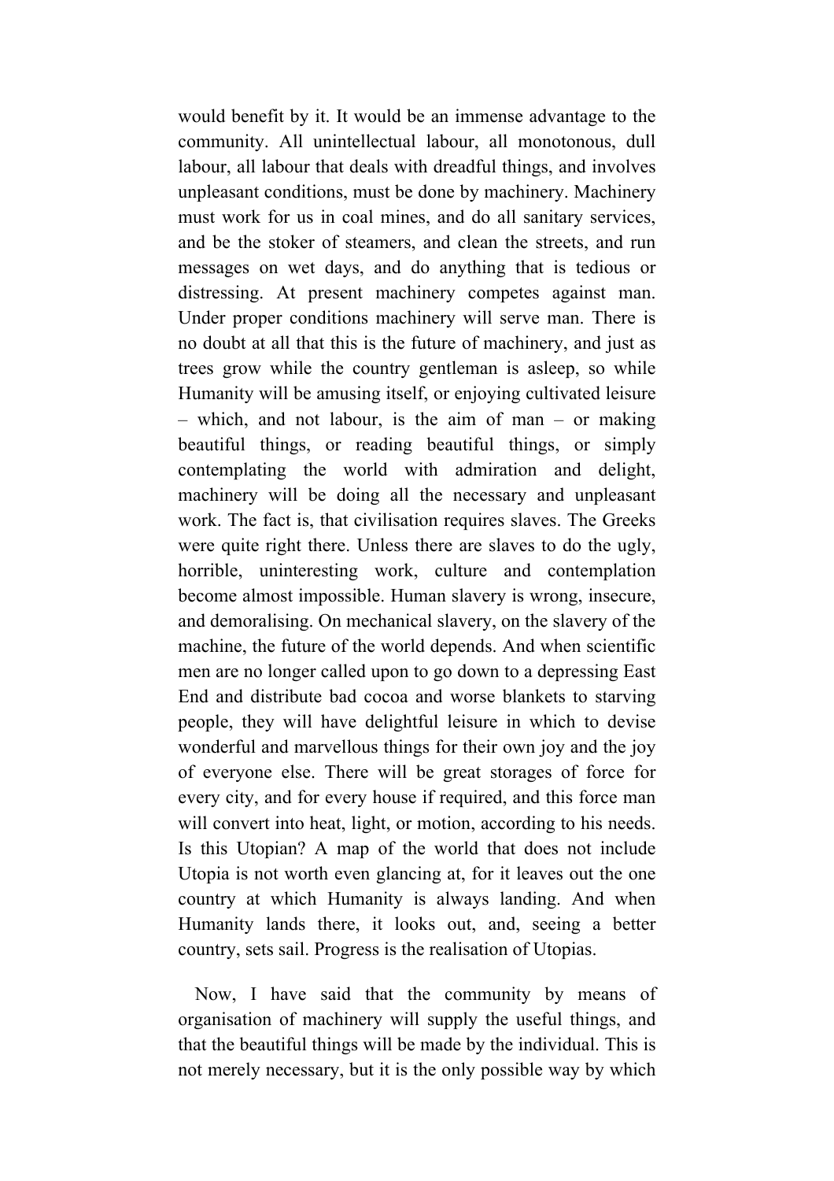would benefit by it. It would be an immense advantage to the community. All unintellectual labour, all monotonous, dull labour, all labour that deals with dreadful things, and involves unpleasant conditions, must be done by machinery. Machinery must work for us in coal mines, and do all sanitary services, and be the stoker of steamers, and clean the streets, and run messages on wet days, and do anything that is tedious or distressing. At present machinery competes against man. Under proper conditions machinery will serve man. There is no doubt at all that this is the future of machinery, and just as trees grow while the country gentleman is asleep, so while Humanity will be amusing itself, or enjoying cultivated leisure – which, and not labour, is the aim of man – or making beautiful things, or reading beautiful things, or simply contemplating the world with admiration and delight, machinery will be doing all the necessary and unpleasant work. The fact is, that civilisation requires slaves. The Greeks were quite right there. Unless there are slaves to do the ugly, horrible, uninteresting work, culture and contemplation become almost impossible. Human slavery is wrong, insecure, and demoralising. On mechanical slavery, on the slavery of the machine, the future of the world depends. And when scientific men are no longer called upon to go down to a depressing East End and distribute bad cocoa and worse blankets to starving people, they will have delightful leisure in which to devise wonderful and marvellous things for their own joy and the joy of everyone else. There will be great storages of force for every city, and for every house if required, and this force man will convert into heat, light, or motion, according to his needs. Is this Utopian? A map of the world that does not include Utopia is not worth even glancing at, for it leaves out the one country at which Humanity is always landing. And when Humanity lands there, it looks out, and, seeing a better country, sets sail. Progress is the realisation of Utopias.

Now, I have said that the community by means of organisation of machinery will supply the useful things, and that the beautiful things will be made by the individual. This is not merely necessary, but it is the only possible way by which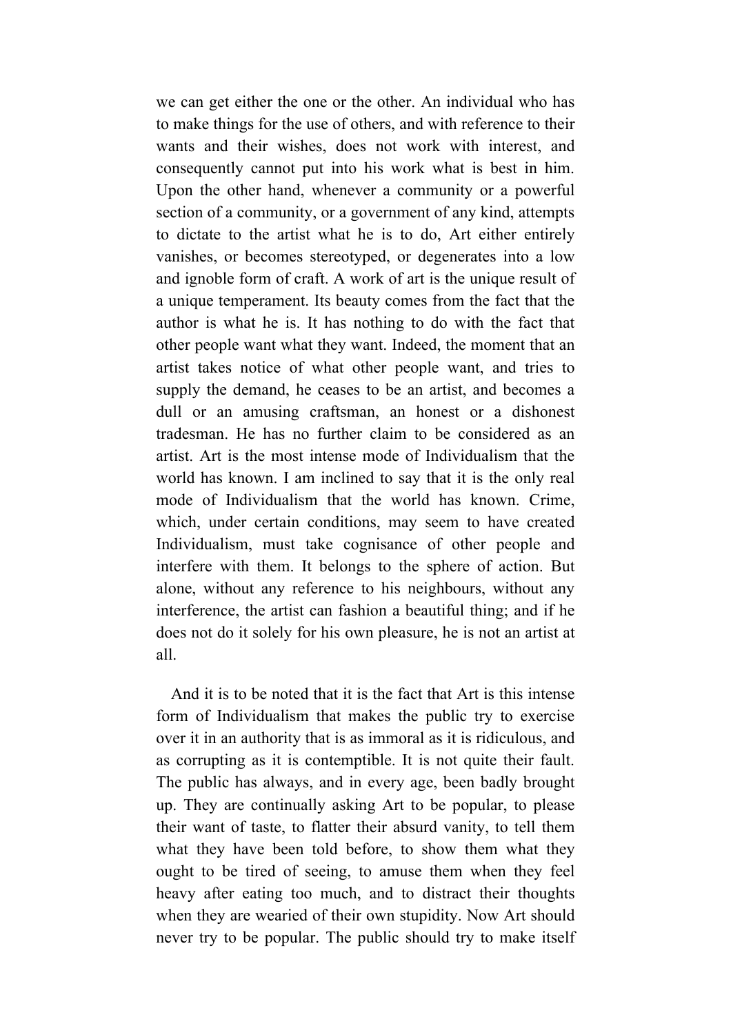we can get either the one or the other. An individual who has to make things for the use of others, and with reference to their wants and their wishes, does not work with interest, and consequently cannot put into his work what is best in him. Upon the other hand, whenever a community or a powerful section of a community, or a government of any kind, attempts to dictate to the artist what he is to do, Art either entirely vanishes, or becomes stereotyped, or degenerates into a low and ignoble form of craft. A work of art is the unique result of a unique temperament. Its beauty comes from the fact that the author is what he is. It has nothing to do with the fact that other people want what they want. Indeed, the moment that an artist takes notice of what other people want, and tries to supply the demand, he ceases to be an artist, and becomes a dull or an amusing craftsman, an honest or a dishonest tradesman. He has no further claim to be considered as an artist. Art is the most intense mode of Individualism that the world has known. I am inclined to say that it is the only real mode of Individualism that the world has known. Crime, which, under certain conditions, may seem to have created Individualism, must take cognisance of other people and interfere with them. It belongs to the sphere of action. But alone, without any reference to his neighbours, without any interference, the artist can fashion a beautiful thing; and if he does not do it solely for his own pleasure, he is not an artist at all.

And it is to be noted that it is the fact that Art is this intense form of Individualism that makes the public try to exercise over it in an authority that is as immoral as it is ridiculous, and as corrupting as it is contemptible. It is not quite their fault. The public has always, and in every age, been badly brought up. They are continually asking Art to be popular, to please their want of taste, to flatter their absurd vanity, to tell them what they have been told before, to show them what they ought to be tired of seeing, to amuse them when they feel heavy after eating too much, and to distract their thoughts when they are wearied of their own stupidity. Now Art should never try to be popular. The public should try to make itself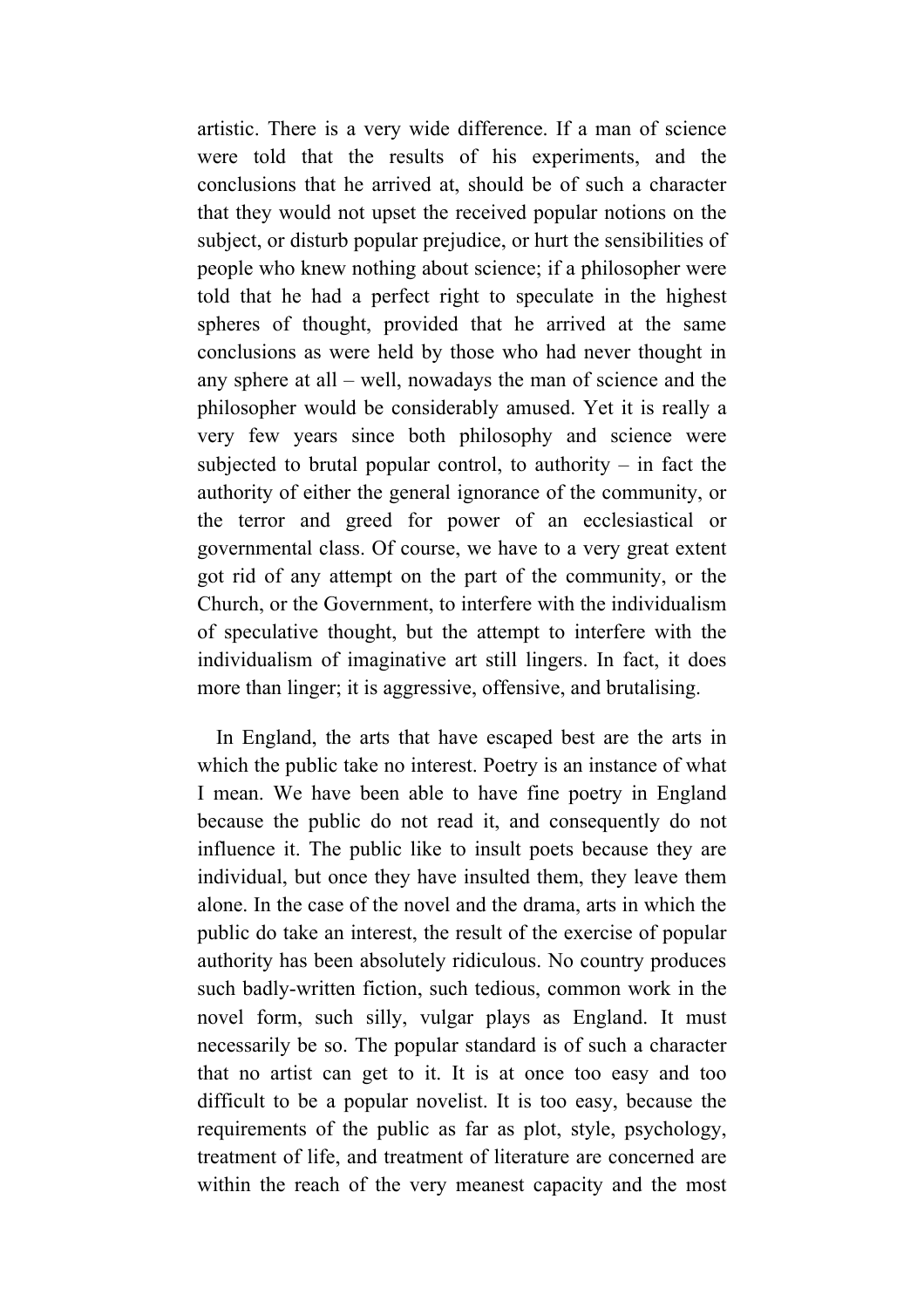artistic. There is a very wide difference. If a man of science were told that the results of his experiments, and the conclusions that he arrived at, should be of such a character that they would not upset the received popular notions on the subject, or disturb popular prejudice, or hurt the sensibilities of people who knew nothing about science; if a philosopher were told that he had a perfect right to speculate in the highest spheres of thought, provided that he arrived at the same conclusions as were held by those who had never thought in any sphere at all – well, nowadays the man of science and the philosopher would be considerably amused. Yet it is really a very few years since both philosophy and science were subjected to brutal popular control, to authority – in fact the authority of either the general ignorance of the community, or the terror and greed for power of an ecclesiastical or governmental class. Of course, we have to a very great extent got rid of any attempt on the part of the community, or the Church, or the Government, to interfere with the individualism of speculative thought, but the attempt to interfere with the individualism of imaginative art still lingers. In fact, it does more than linger; it is aggressive, offensive, and brutalising.

In England, the arts that have escaped best are the arts in which the public take no interest. Poetry is an instance of what I mean. We have been able to have fine poetry in England because the public do not read it, and consequently do not influence it. The public like to insult poets because they are individual, but once they have insulted them, they leave them alone. In the case of the novel and the drama, arts in which the public do take an interest, the result of the exercise of popular authority has been absolutely ridiculous. No country produces such badly-written fiction, such tedious, common work in the novel form, such silly, vulgar plays as England. It must necessarily be so. The popular standard is of such a character that no artist can get to it. It is at once too easy and too difficult to be a popular novelist. It is too easy, because the requirements of the public as far as plot, style, psychology, treatment of life, and treatment of literature are concerned are within the reach of the very meanest capacity and the most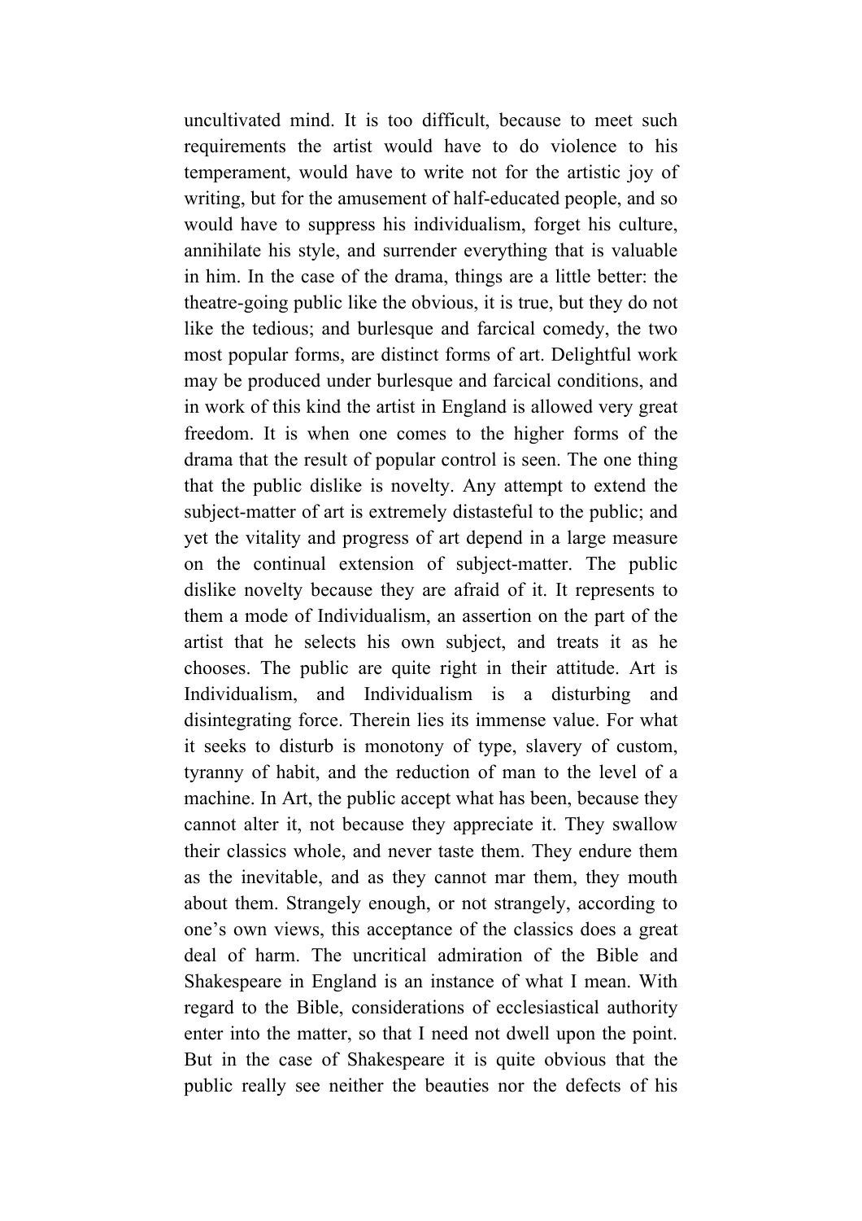uncultivated mind. It is too difficult, because to meet such requirements the artist would have to do violence to his temperament, would have to write not for the artistic joy of writing, but for the amusement of half-educated people, and so would have to suppress his individualism, forget his culture, annihilate his style, and surrender everything that is valuable in him. In the case of the drama, things are a little better: the theatre-going public like the obvious, it is true, but they do not like the tedious; and burlesque and farcical comedy, the two most popular forms, are distinct forms of art. Delightful work may be produced under burlesque and farcical conditions, and in work of this kind the artist in England is allowed very great freedom. It is when one comes to the higher forms of the drama that the result of popular control is seen. The one thing that the public dislike is novelty. Any attempt to extend the subject-matter of art is extremely distasteful to the public; and yet the vitality and progress of art depend in a large measure on the continual extension of subject-matter. The public dislike novelty because they are afraid of it. It represents to them a mode of Individualism, an assertion on the part of the artist that he selects his own subject, and treats it as he chooses. The public are quite right in their attitude. Art is Individualism, and Individualism is a disturbing and disintegrating force. Therein lies its immense value. For what it seeks to disturb is monotony of type, slavery of custom, tyranny of habit, and the reduction of man to the level of a machine. In Art, the public accept what has been, because they cannot alter it, not because they appreciate it. They swallow their classics whole, and never taste them. They endure them as the inevitable, and as they cannot mar them, they mouth about them. Strangely enough, or not strangely, according to one's own views, this acceptance of the classics does a great deal of harm. The uncritical admiration of the Bible and Shakespeare in England is an instance of what I mean. With regard to the Bible, considerations of ecclesiastical authority enter into the matter, so that I need not dwell upon the point. But in the case of Shakespeare it is quite obvious that the public really see neither the beauties nor the defects of his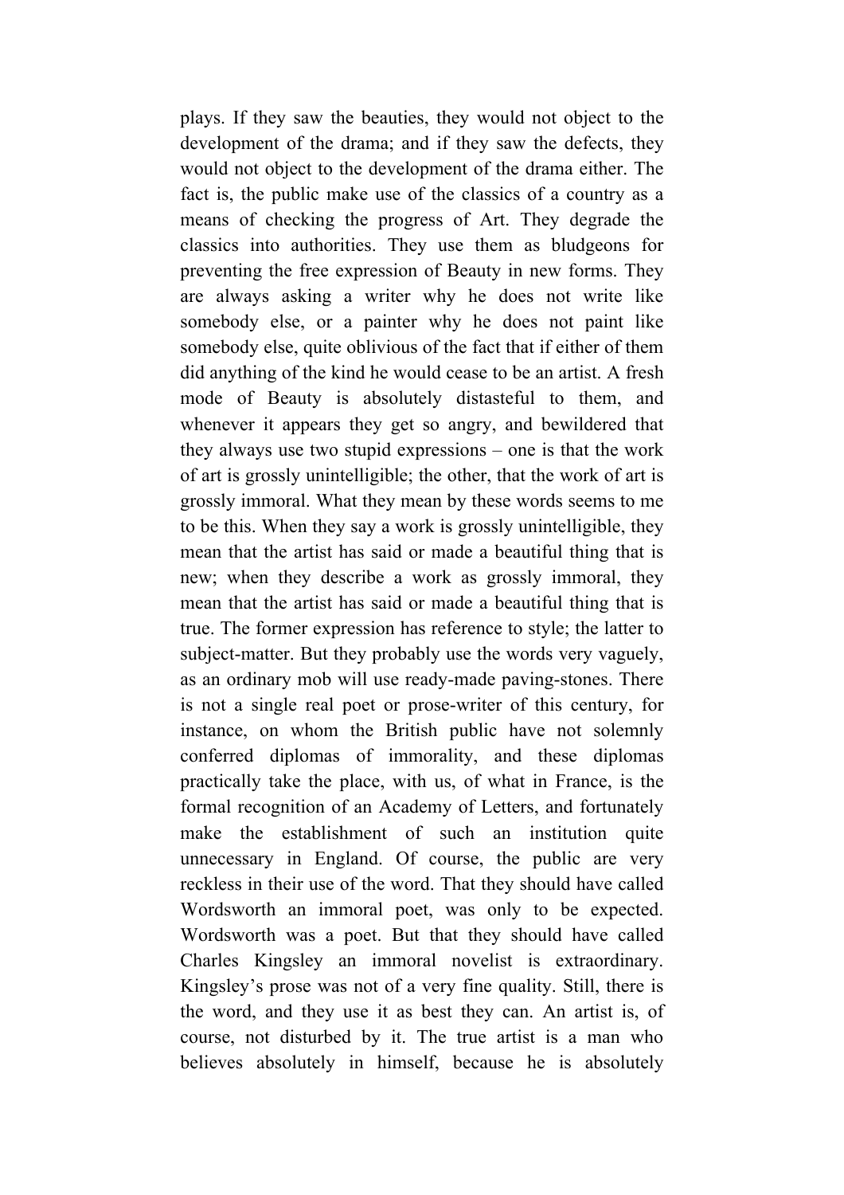plays. If they saw the beauties, they would not object to the development of the drama; and if they saw the defects, they would not object to the development of the drama either. The fact is, the public make use of the classics of a country as a means of checking the progress of Art. They degrade the classics into authorities. They use them as bludgeons for preventing the free expression of Beauty in new forms. They are always asking a writer why he does not write like somebody else, or a painter why he does not paint like somebody else, quite oblivious of the fact that if either of them did anything of the kind he would cease to be an artist. A fresh mode of Beauty is absolutely distasteful to them, and whenever it appears they get so angry, and bewildered that they always use two stupid expressions – one is that the work of art is grossly unintelligible; the other, that the work of art is grossly immoral. What they mean by these words seems to me to be this. When they say a work is grossly unintelligible, they mean that the artist has said or made a beautiful thing that is new; when they describe a work as grossly immoral, they mean that the artist has said or made a beautiful thing that is true. The former expression has reference to style; the latter to subject-matter. But they probably use the words very vaguely, as an ordinary mob will use ready-made paving-stones. There is not a single real poet or prose-writer of this century, for instance, on whom the British public have not solemnly conferred diplomas of immorality, and these diplomas practically take the place, with us, of what in France, is the formal recognition of an Academy of Letters, and fortunately make the establishment of such an institution quite unnecessary in England. Of course, the public are very reckless in their use of the word. That they should have called Wordsworth an immoral poet, was only to be expected. Wordsworth was a poet. But that they should have called Charles Kingsley an immoral novelist is extraordinary. Kingsley's prose was not of a very fine quality. Still, there is the word, and they use it as best they can. An artist is, of course, not disturbed by it. The true artist is a man who believes absolutely in himself, because he is absolutely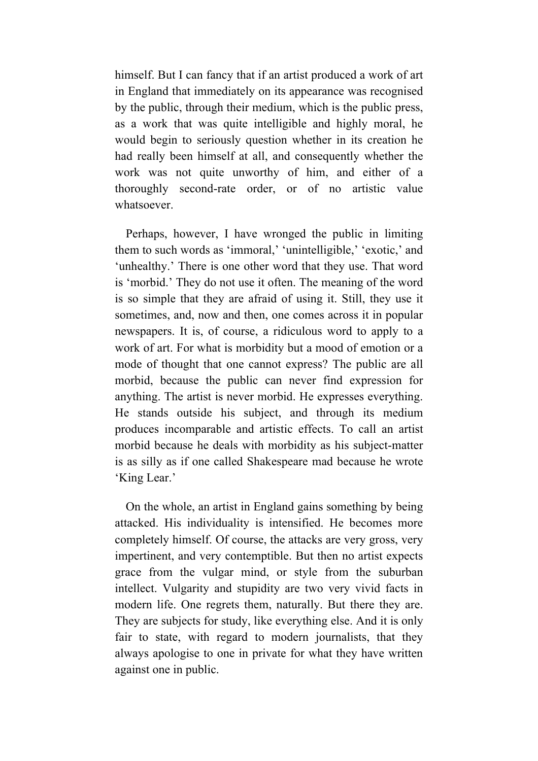himself. But I can fancy that if an artist produced a work of art in England that immediately on its appearance was recognised by the public, through their medium, which is the public press, as a work that was quite intelligible and highly moral, he would begin to seriously question whether in its creation he had really been himself at all, and consequently whether the work was not quite unworthy of him, and either of a thoroughly second-rate order, or of no artistic value whatsoever.

Perhaps, however, I have wronged the public in limiting them to such words as 'immoral,' 'unintelligible,' 'exotic,' and 'unhealthy.' There is one other word that they use. That word is 'morbid.' They do not use it often. The meaning of the word is so simple that they are afraid of using it. Still, they use it sometimes, and, now and then, one comes across it in popular newspapers. It is, of course, a ridiculous word to apply to a work of art. For what is morbidity but a mood of emotion or a mode of thought that one cannot express? The public are all morbid, because the public can never find expression for anything. The artist is never morbid. He expresses everything. He stands outside his subject, and through its medium produces incomparable and artistic effects. To call an artist morbid because he deals with morbidity as his subject-matter is as silly as if one called Shakespeare mad because he wrote 'King Lear.'

On the whole, an artist in England gains something by being attacked. His individuality is intensified. He becomes more completely himself. Of course, the attacks are very gross, very impertinent, and very contemptible. But then no artist expects grace from the vulgar mind, or style from the suburban intellect. Vulgarity and stupidity are two very vivid facts in modern life. One regrets them, naturally. But there they are. They are subjects for study, like everything else. And it is only fair to state, with regard to modern journalists, that they always apologise to one in private for what they have written against one in public.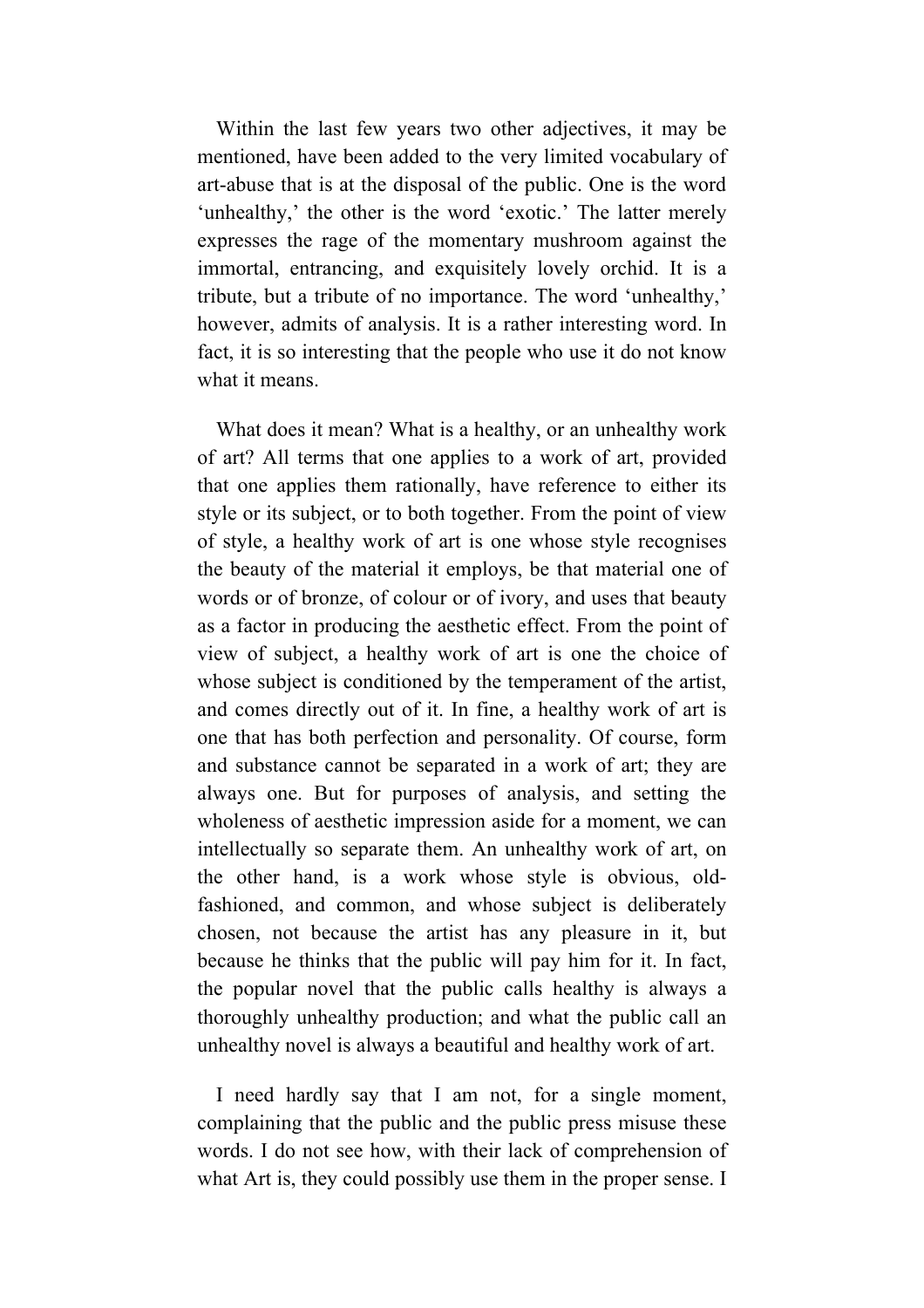Within the last few years two other adjectives, it may be mentioned, have been added to the very limited vocabulary of art-abuse that is at the disposal of the public. One is the word 'unhealthy,' the other is the word 'exotic.' The latter merely expresses the rage of the momentary mushroom against the immortal, entrancing, and exquisitely lovely orchid. It is a tribute, but a tribute of no importance. The word 'unhealthy,' however, admits of analysis. It is a rather interesting word. In fact, it is so interesting that the people who use it do not know what it means.

What does it mean? What is a healthy, or an unhealthy work of art? All terms that one applies to a work of art, provided that one applies them rationally, have reference to either its style or its subject, or to both together. From the point of view of style, a healthy work of art is one whose style recognises the beauty of the material it employs, be that material one of words or of bronze, of colour or of ivory, and uses that beauty as a factor in producing the aesthetic effect. From the point of view of subject, a healthy work of art is one the choice of whose subject is conditioned by the temperament of the artist, and comes directly out of it. In fine, a healthy work of art is one that has both perfection and personality. Of course, form and substance cannot be separated in a work of art; they are always one. But for purposes of analysis, and setting the wholeness of aesthetic impression aside for a moment, we can intellectually so separate them. An unhealthy work of art, on the other hand, is a work whose style is obvious, old-fashioned, and common, and whose subject is deliberately chosen, not because the artist has any pleasure in it, but because he thinks that the public will pay him for it. In fact, the popular novel that the public calls healthy is always a thoroughly unhealthy production; and what the public call an unhealthy novel is always a beautiful and healthy work of art.

I need hardly say that I am not, for a single moment, complaining that the public and the public press misuse these words. I do not see how, with their lack of comprehension of what Art is, they could possibly use them in the proper sense. I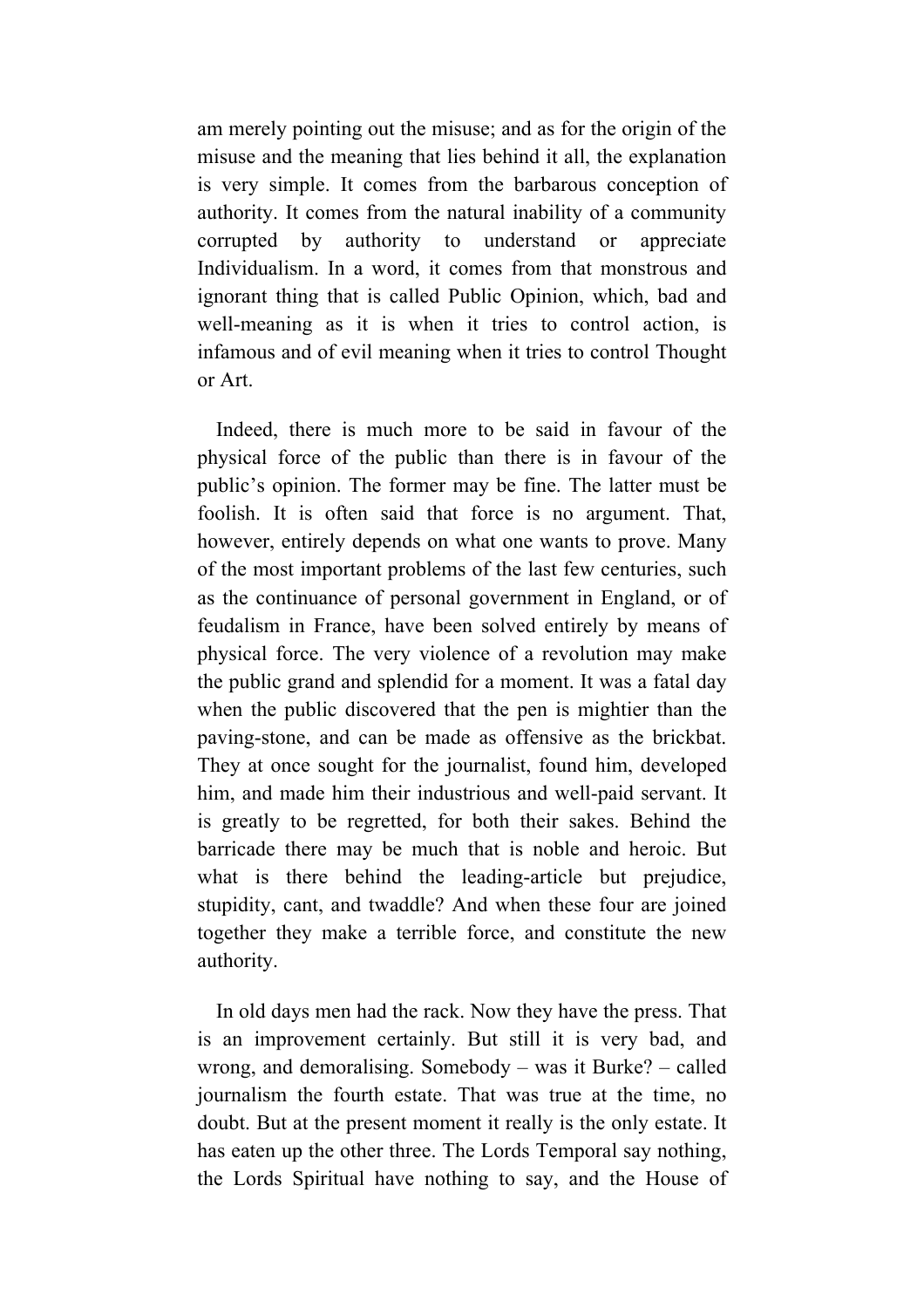am merely pointing out the misuse; and as for the origin of the misuse and the meaning that lies behind it all, the explanation is very simple. It comes from the barbarous conception of authority. It comes from the natural inability of a community corrupted by authority to understand or appreciate Individualism. In a word, it comes from that monstrous and ignorant thing that is called Public Opinion, which, bad and well-meaning as it is when it tries to control action, is infamous and of evil meaning when it tries to control Thought or Art.

Indeed, there is much more to be said in favour of the physical force of the public than there is in favour of the public's opinion. The former may be fine. The latter must be foolish. It is often said that force is no argument. That, however, entirely depends on what one wants to prove. Many of the most important problems of the last few centuries, such as the continuance of personal government in England, or of feudalism in France, have been solved entirely by means of physical force. The very violence of a revolution may make the public grand and splendid for a moment. It was a fatal day when the public discovered that the pen is mightier than the paving-stone, and can be made as offensive as the brickbat. They at once sought for the journalist, found him, developed him, and made him their industrious and well-paid servant. It is greatly to be regretted, for both their sakes. Behind the barricade there may be much that is noble and heroic. But what is there behind the leading-article but prejudice, stupidity, cant, and twaddle? And when these four are joined together they make a terrible force, and constitute the new authority.

In old days men had the rack. Now they have the press. That is an improvement certainly. But still it is very bad, and wrong, and demoralising. Somebody – was it Burke? – called journalism the fourth estate. That was true at the time, no doubt. But at the present moment it really is the only estate. It has eaten up the other three. The Lords Temporal say nothing, the Lords Spiritual have nothing to say, and the House of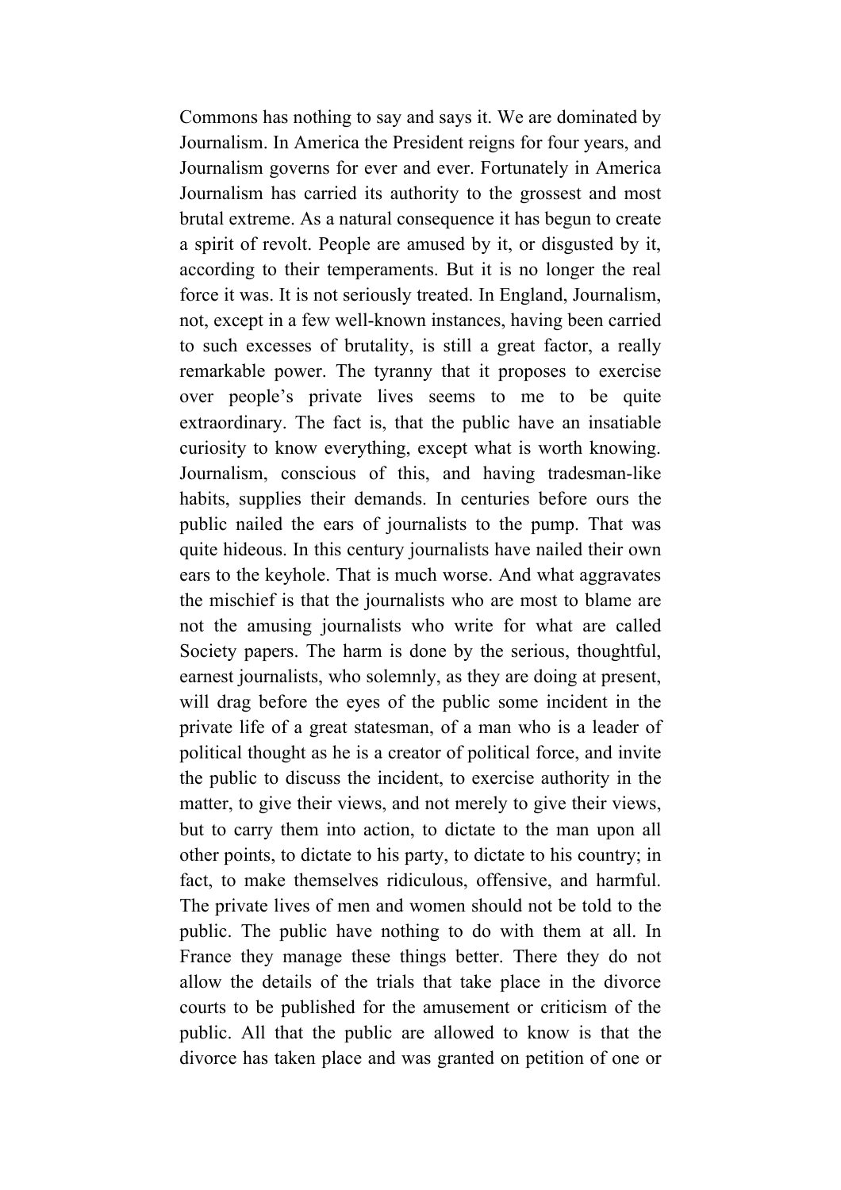Commons has nothing to say and says it. We are dominated by Journalism. In America the President reigns for four years, and Journalism governs for ever and ever. Fortunately in America Journalism has carried its authority to the grossest and most brutal extreme. As a natural consequence it has begun to create a spirit of revolt. People are amused by it, or disgusted by it, according to their temperaments. But it is no longer the real force it was. It is not seriously treated. In England, Journalism, not, except in a few well-known instances, having been carried to such excesses of brutality, is still a great factor, a really remarkable power. The tyranny that it proposes to exercise over people's private lives seems to me to be quite extraordinary. The fact is, that the public have an insatiable curiosity to know everything, except what is worth knowing. Journalism, conscious of this, and having tradesman-like habits, supplies their demands. In centuries before ours the public nailed the ears of journalists to the pump. That was quite hideous. In this century journalists have nailed their own ears to the keyhole. That is much worse. And what aggravates the mischief is that the journalists who are most to blame are not the amusing journalists who write for what are called Society papers. The harm is done by the serious, thoughtful, earnest journalists, who solemnly, as they are doing at present, will drag before the eyes of the public some incident in the private life of a great statesman, of a man who is a leader of political thought as he is a creator of political force, and invite the public to discuss the incident, to exercise authority in the matter, to give their views, and not merely to give their views, but to carry them into action, to dictate to the man upon all other points, to dictate to his party, to dictate to his country; in fact, to make themselves ridiculous, offensive, and harmful. The private lives of men and women should not be told to the public. The public have nothing to do with them at all. In France they manage these things better. There they do not allow the details of the trials that take place in the divorce courts to be published for the amusement or criticism of the public. All that the public are allowed to know is that the divorce has taken place and was granted on petition of one or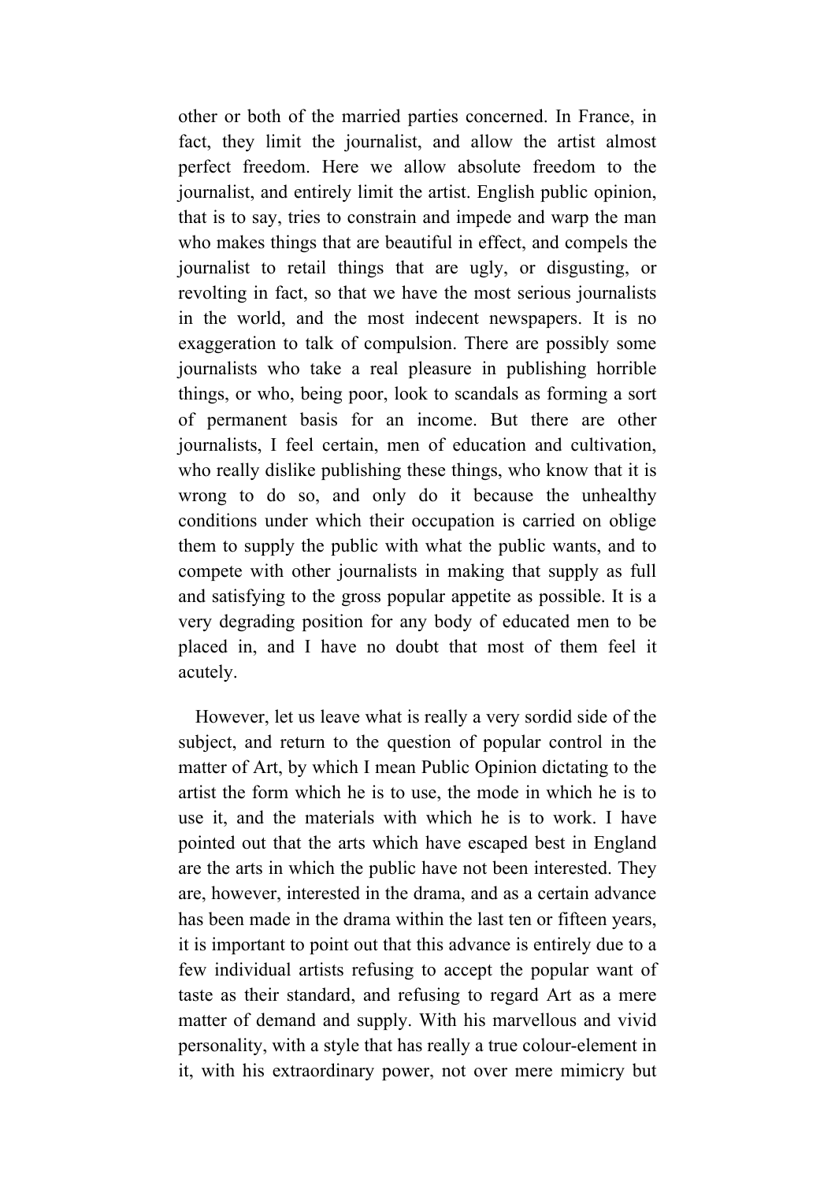other or both of the married parties concerned. In France, in fact, they limit the journalist, and allow the artist almost perfect freedom. Here we allow absolute freedom to the journalist, and entirely limit the artist. English public opinion, that is to say, tries to constrain and impede and warp the man who makes things that are beautiful in effect, and compels the journalist to retail things that are ugly, or disgusting, or revolting in fact, so that we have the most serious journalists in the world, and the most indecent newspapers. It is no exaggeration to talk of compulsion. There are possibly some journalists who take a real pleasure in publishing horrible things, or who, being poor, look to scandals as forming a sort of permanent basis for an income. But there are other journalists, I feel certain, men of education and cultivation, who really dislike publishing these things, who know that it is wrong to do so, and only do it because the unhealthy conditions under which their occupation is carried on oblige them to supply the public with what the public wants, and to compete with other journalists in making that supply as full and satisfying to the gross popular appetite as possible. It is a very degrading position for any body of educated men to be placed in, and I have no doubt that most of them feel it acutely.

However, let us leave what is really a very sordid side of the subject, and return to the question of popular control in the matter of Art, by which I mean Public Opinion dictating to the artist the form which he is to use, the mode in which he is to use it, and the materials with which he is to work. I have pointed out that the arts which have escaped best in England are the arts in which the public have not been interested. They are, however, interested in the drama, and as a certain advance has been made in the drama within the last ten or fifteen years, it is important to point out that this advance is entirely due to a few individual artists refusing to accept the popular want of taste as their standard, and refusing to regard Art as a mere matter of demand and supply. With his marvellous and vivid personality, with a style that has really a true colour-element in it, with his extraordinary power, not over mere mimicry but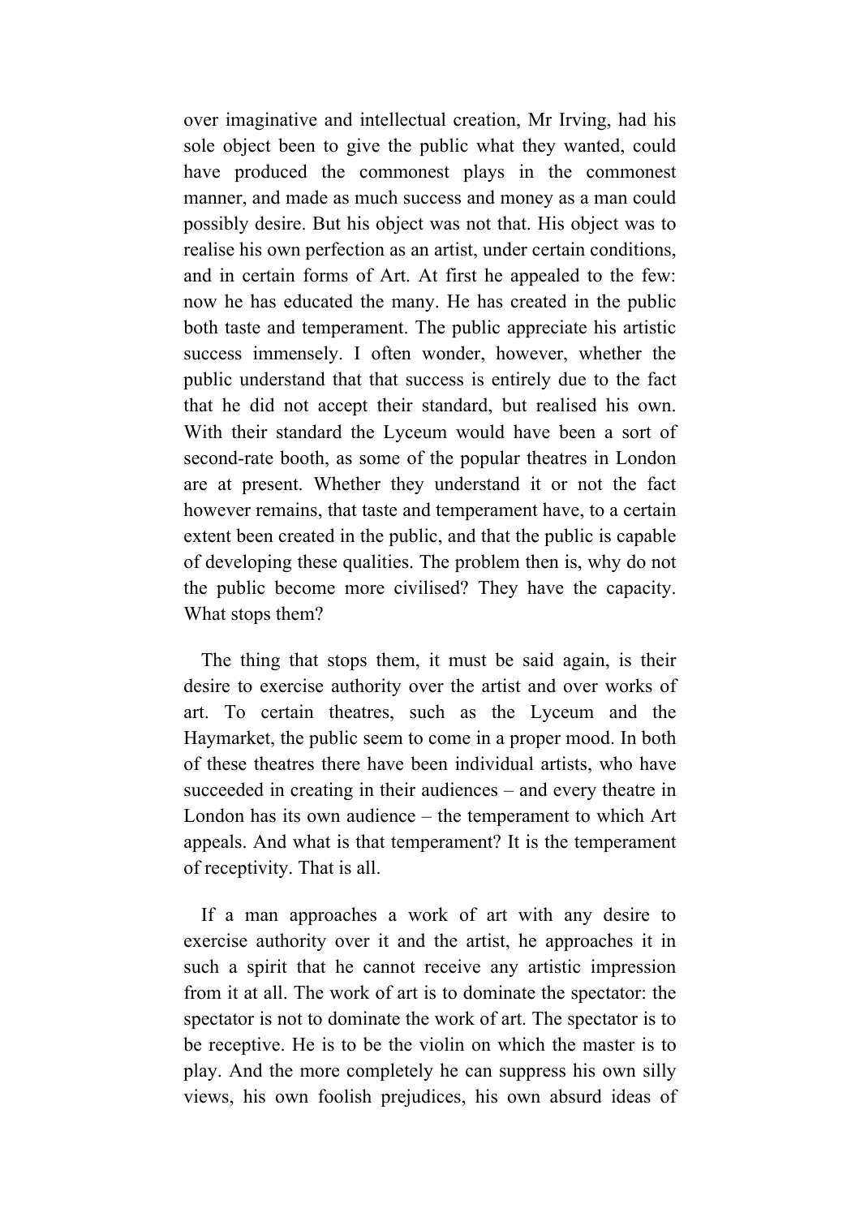over imaginative and intellectual creation, Mr Irving, had his sole object been to give the public what they wanted, could have produced the commonest plays in the commonest manner, and made as much success and money as a man could possibly desire. But his object was not that. His object was to realise his own perfection as an artist, under certain conditions, and in certain forms of Art. At first he appealed to the few: now he has educated the many. He has created in the public both taste and temperament. The public appreciate his artistic success immensely. I often wonder, however, whether the public understand that that success is entirely due to the fact that he did not accept their standard, but realised his own. With their standard the Lyceum would have been a sort of second-rate booth, as some of the popular theatres in London are at present. Whether they understand it or not the fact however remains, that taste and temperament have, to a certain extent been created in the public, and that the public is capable of developing these qualities. The problem then is, why do not the public become more civilised? They have the capacity. What stops them?

The thing that stops them, it must be said again, is their desire to exercise authority over the artist and over works of art. To certain theatres, such as the Lyceum and the Haymarket, the public seem to come in a proper mood. In both of these theatres there have been individual artists, who have succeeded in creating in their audiences – and every theatre in London has its own audience – the temperament to which Art appeals. And what is that temperament? It is the temperament of receptivity. That is all.

If a man approaches a work of art with any desire to exercise authority over it and the artist, he approaches it in such a spirit that he cannot receive any artistic impression from it at all. The work of art is to dominate the spectator: the spectator is not to dominate the work of art. The spectator is to be receptive. He is to be the violin on which the master is to play. And the more completely he can suppress his own silly views, his own foolish prejudices, his own absurd ideas of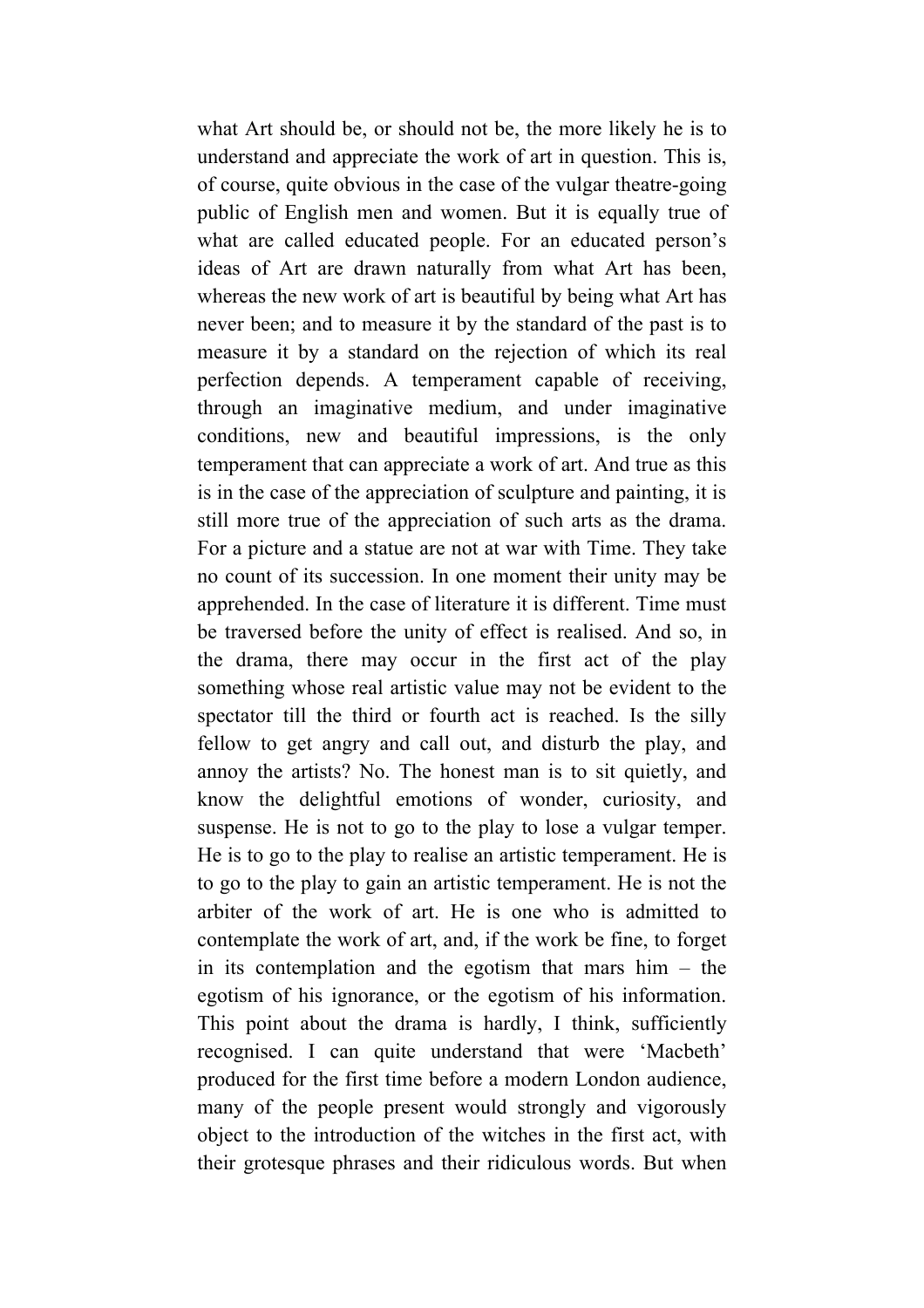what Art should be, or should not be, the more likely he is to understand and appreciate the work of art in question. This is, of course, quite obvious in the case of the vulgar theatre-going public of English men and women. But it is equally true of what are called educated people. For an educated person's ideas of Art are drawn naturally from what Art has been, whereas the new work of art is beautiful by being what Art has never been; and to measure it by the standard of the past is to measure it by a standard on the rejection of which its real perfection depends. A temperament capable of receiving, through an imaginative medium, and under imaginative conditions, new and beautiful impressions, is the only temperament that can appreciate a work of art. And true as this is in the case of the appreciation of sculpture and painting, it is still more true of the appreciation of such arts as the drama. For a picture and a statue are not at war with Time. They take no count of its succession. In one moment their unity may be apprehended. In the case of literature it is different. Time must be traversed before the unity of effect is realised. And so, in the drama, there may occur in the first act of the play something whose real artistic value may not be evident to the spectator till the third or fourth act is reached. Is the silly fellow to get angry and call out, and disturb the play, and annoy the artists? No. The honest man is to sit quietly, and know the delightful emotions of wonder, curiosity, and suspense. He is not to go to the play to lose a vulgar temper. He is to go to the play to realise an artistic temperament. He is to go to the play to gain an artistic temperament. He is not the arbiter of the work of art. He is one who is admitted to contemplate the work of art, and, if the work be fine, to forget in its contemplation and the egotism that mars him – the egotism of his ignorance, or the egotism of his information. This point about the drama is hardly, I think, sufficiently recognised. I can quite understand that were 'Macbeth' produced for the first time before a modern London audience, many of the people present would strongly and vigorously object to the introduction of the witches in the first act, with their grotesque phrases and their ridiculous words. But when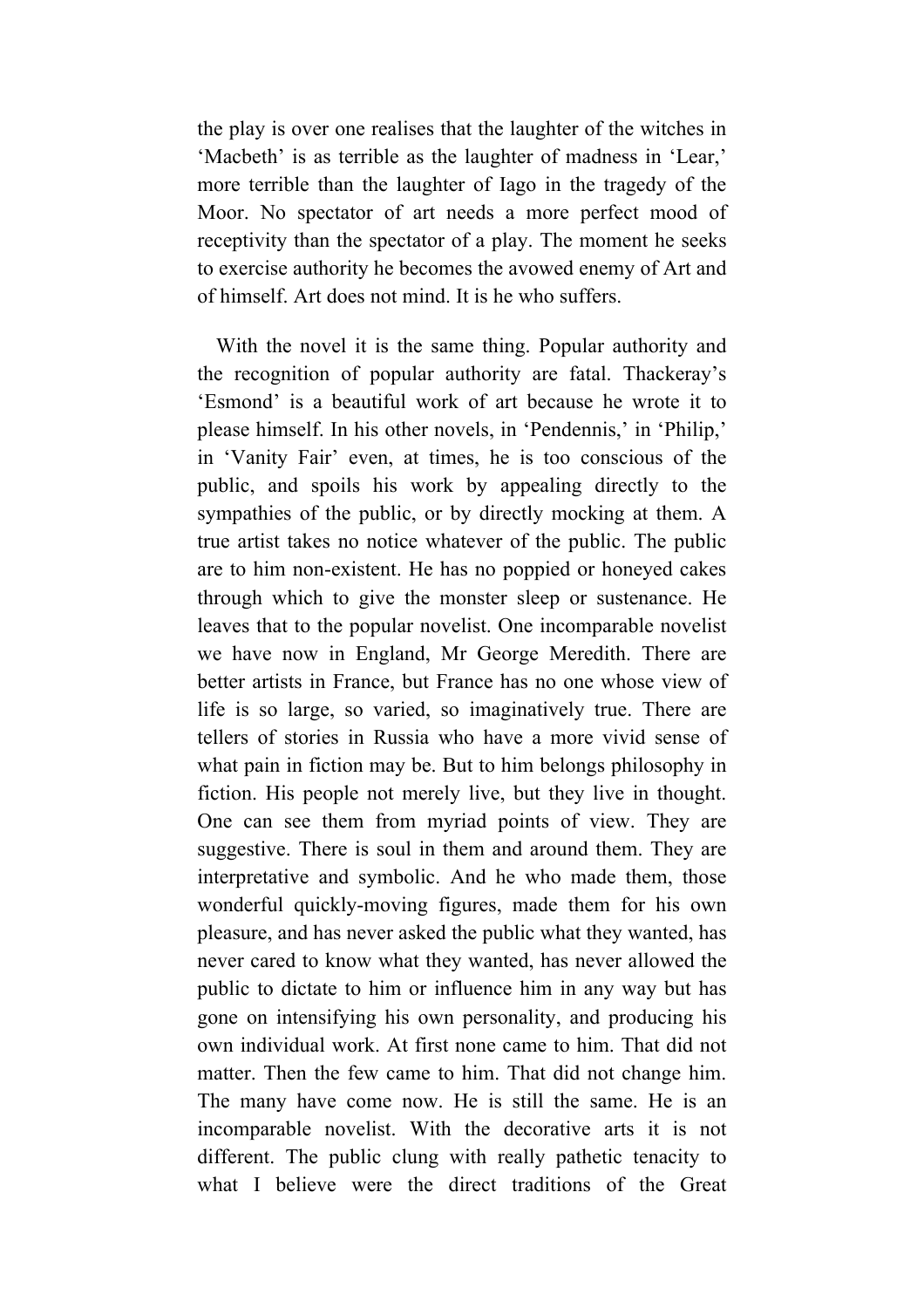the play is over one realises that the laughter of the witches in 'Macbeth' is as terrible as the laughter of madness in 'Lear,' more terrible than the laughter of Iago in the tragedy of the Moor. No spectator of art needs a more perfect mood of receptivity than the spectator of a play. The moment he seeks to exercise authority he becomes the avowed enemy of Art and of himself. Art does not mind. It is he who suffers.

With the novel it is the same thing. Popular authority and the recognition of popular authority are fatal. Thackeray's 'Esmond' is a beautiful work of art because he wrote it to please himself. In his other novels, in 'Pendennis,' in 'Philip,' in 'Vanity Fair' even, at times, he is too conscious of the public, and spoils his work by appealing directly to the sympathies of the public, or by directly mocking at them. A true artist takes no notice whatever of the public. The public are to him non-existent. He has no poppied or honeyed cakes through which to give the monster sleep or sustenance. He leaves that to the popular novelist. One incomparable novelist we have now in England, Mr George Meredith. There are better artists in France, but France has no one whose view of life is so large, so varied, so imaginatively true. There are tellers of stories in Russia who have a more vivid sense of what pain in fiction may be. But to him belongs philosophy in fiction. His people not merely live, but they live in thought. One can see them from myriad points of view. They are suggestive. There is soul in them and around them. They are interpretative and symbolic. And he who made them, those wonderful quickly-moving figures, made them for his own pleasure, and has never asked the public what they wanted, has never cared to know what they wanted, has never allowed the public to dictate to him or influence him in any way but has gone on intensifying his own personality, and producing his own individual work. At first none came to him. That did not matter. Then the few came to him. That did not change him. The many have come now. He is still the same. He is an incomparable novelist. With the decorative arts it is not different. The public clung with really pathetic tenacity to what I believe were the direct traditions of the Great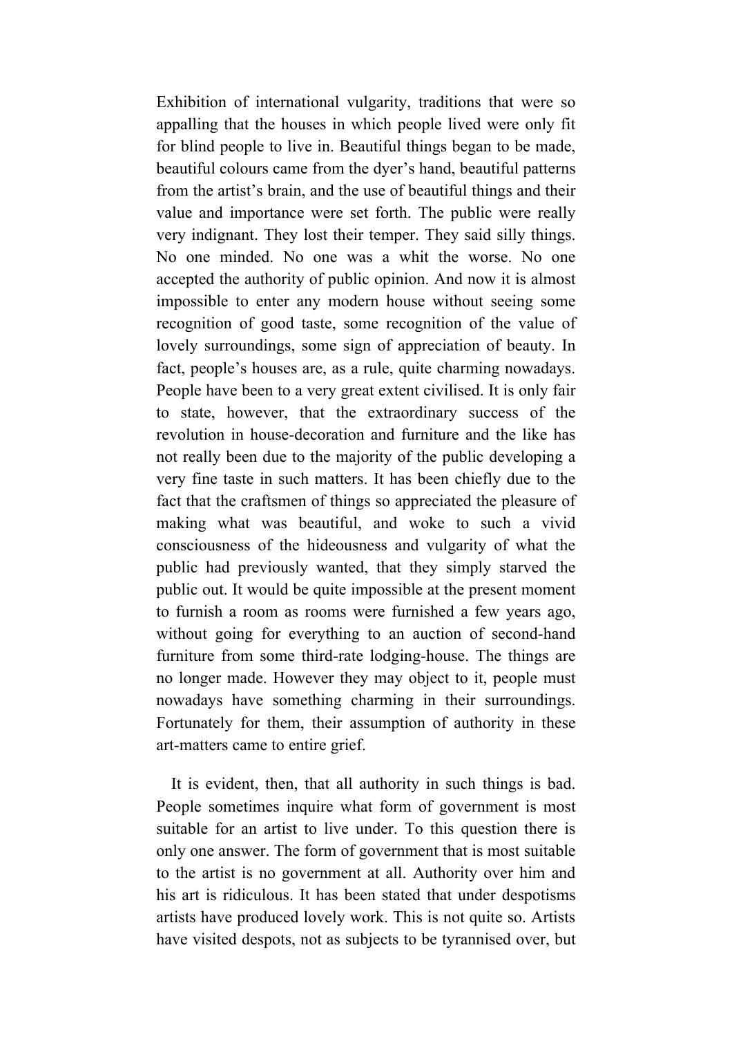Exhibition of international vulgarity, traditions that were so appalling that the houses in which people lived were only fit for blind people to live in. Beautiful things began to be made, beautiful colours came from the dyer's hand, beautiful patterns from the artist's brain, and the use of beautiful things and their value and importance were set forth. The public were really very indignant. They lost their temper. They said silly things. No one minded. No one was a whit the worse. No one accepted the authority of public opinion. And now it is almost impossible to enter any modern house without seeing some recognition of good taste, some recognition of the value of lovely surroundings, some sign of appreciation of beauty. In fact, people's houses are, as a rule, quite charming nowadays. People have been to a very great extent civilised. It is only fair to state, however, that the extraordinary success of the revolution in house-decoration and furniture and the like has not really been due to the majority of the public developing a very fine taste in such matters. It has been chiefly due to the fact that the craftsmen of things so appreciated the pleasure of making what was beautiful, and woke to such a vivid consciousness of the hideousness and vulgarity of what the public had previously wanted, that they simply starved the public out. It would be quite impossible at the present moment to furnish a room as rooms were furnished a few years ago, without going for everything to an auction of second-hand furniture from some third-rate lodging-house. The things are no longer made. However they may object to it, people must nowadays have something charming in their surroundings. Fortunately for them, their assumption of authority in these art-matters came to entire grief.

It is evident, then, that all authority in such things is bad. People sometimes inquire what form of government is most suitable for an artist to live under. To this question there is only one answer. The form of government that is most suitable to the artist is no government at all. Authority over him and his art is ridiculous. It has been stated that under despotisms artists have produced lovely work. This is not quite so. Artists have visited despots, not as subjects to be tyrannised over, but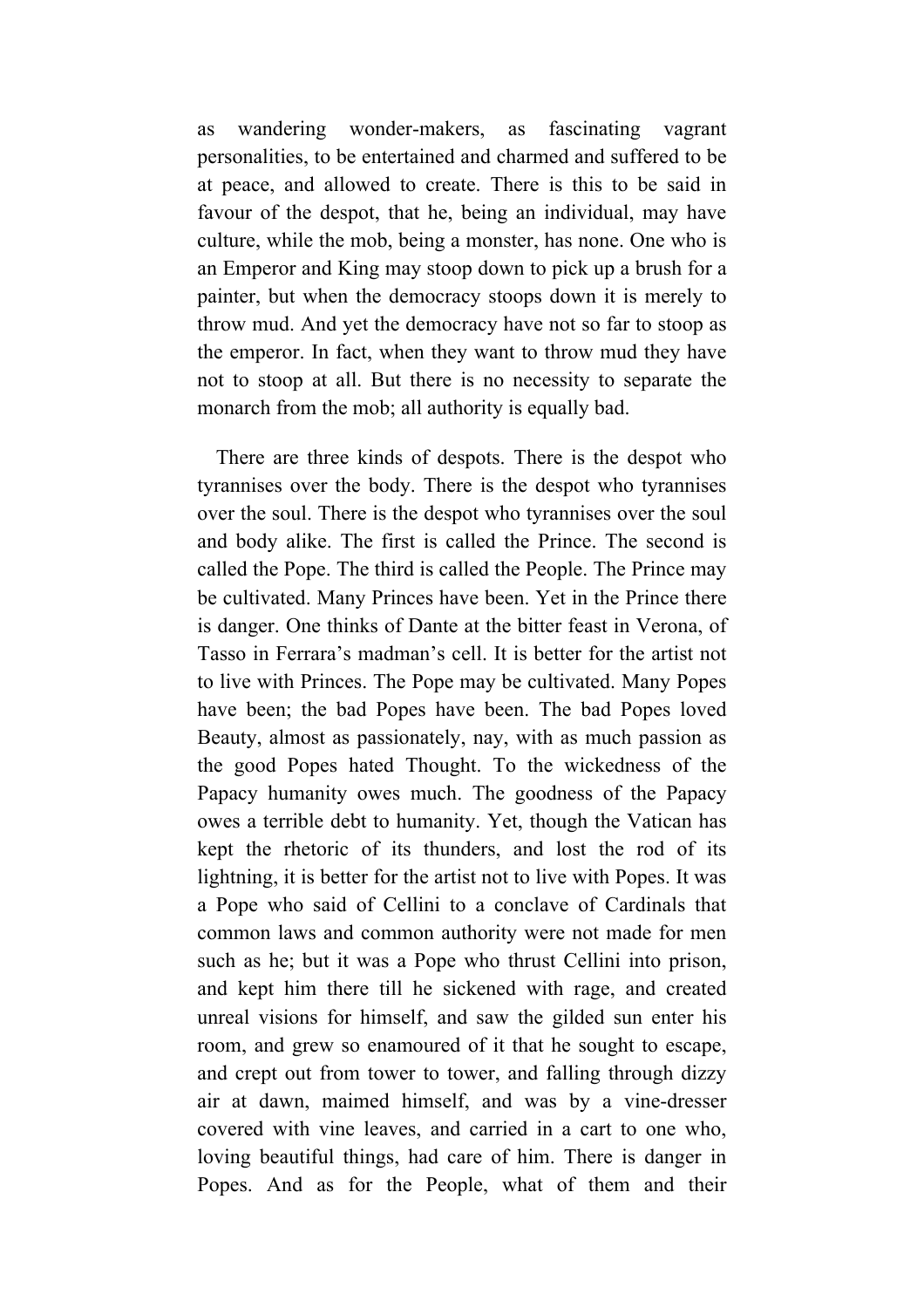as wandering wonder-makers, as fascinating vagrant personalities, to be entertained and charmed and suffered to be at peace, and allowed to create. There is this to be said in favour of the despot, that he, being an individual, may have culture, while the mob, being a monster, has none. One who is an Emperor and King may stoop down to pick up a brush for a painter, but when the democracy stoops down it is merely to throw mud. And yet the democracy have not so far to stoop as the emperor. In fact, when they want to throw mud they have not to stoop at all. But there is no necessity to separate the monarch from the mob; all authority is equally bad.

There are three kinds of despots. There is the despot who tyrannises over the body. There is the despot who tyrannises over the soul. There is the despot who tyrannises over the soul and body alike. The first is called the Prince. The second is called the Pope. The third is called the People. The Prince may be cultivated. Many Princes have been. Yet in the Prince there is danger. One thinks of Dante at the bitter feast in Verona, of Tasso in Ferrara's madman's cell. It is better for the artist not to live with Princes. The Pope may be cultivated. Many Popes have been; the bad Popes have been. The bad Popes loved Beauty, almost as passionately, nay, with as much passion as the good Popes hated Thought. To the wickedness of the Papacy humanity owes much. The goodness of the Papacy owes a terrible debt to humanity. Yet, though the Vatican has kept the rhetoric of its thunders, and lost the rod of its lightning, it is better for the artist not to live with Popes. It was a Pope who said of Cellini to a conclave of Cardinals that common laws and common authority were not made for men such as he; but it was a Pope who thrust Cellini into prison, and kept him there till he sickened with rage, and created unreal visions for himself, and saw the gilded sun enter his room, and grew so enamoured of it that he sought to escape, and crept out from tower to tower, and falling through dizzy air at dawn, maimed himself, and was by a vine-dresser covered with vine leaves, and carried in a cart to one who, loving beautiful things, had care of him. There is danger in Popes. And as for the People, what of them and their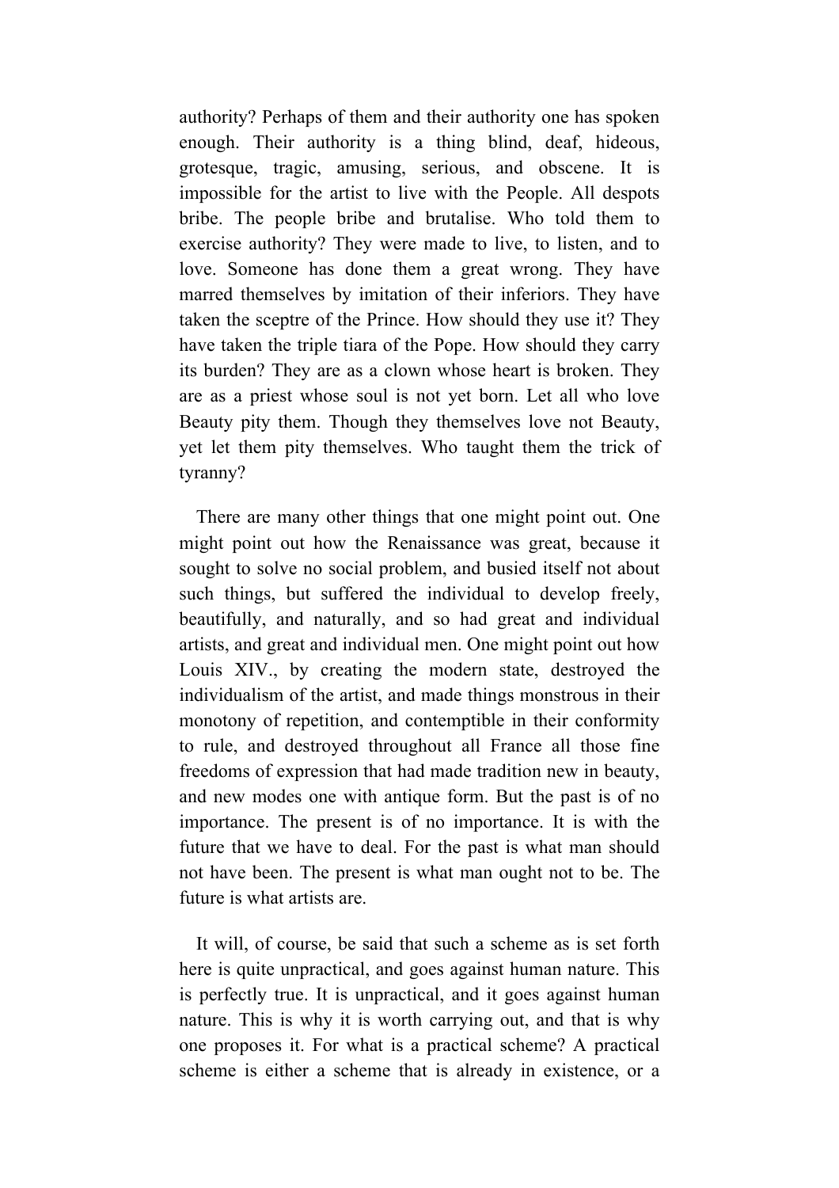authority? Perhaps of them and their authority one has spoken enough. Their authority is a thing blind, deaf, hideous, grotesque, tragic, amusing, serious, and obscene. It is impossible for the artist to live with the People. All despots bribe. The people bribe and brutalise. Who told them to exercise authority? They were made to live, to listen, and to love. Someone has done them a great wrong. They have marred themselves by imitation of their inferiors. They have taken the sceptre of the Prince. How should they use it? They have taken the triple tiara of the Pope. How should they carry its burden? They are as a clown whose heart is broken. They are as a priest whose soul is not yet born. Let all who love Beauty pity them. Though they themselves love not Beauty, yet let them pity themselves. Who taught them the trick of tyranny?

There are many other things that one might point out. One might point out how the Renaissance was great, because it sought to solve no social problem, and busied itself not about such things, but suffered the individual to develop freely, beautifully, and naturally, and so had great and individual artists, and great and individual men. One might point out how Louis XIV., by creating the modern state, destroyed the individualism of the artist, and made things monstrous in their monotony of repetition, and contemptible in their conformity to rule, and destroyed throughout all France all those fine freedoms of expression that had made tradition new in beauty, and new modes one with antique form. But the past is of no importance. The present is of no importance. It is with the future that we have to deal. For the past is what man should not have been. The present is what man ought not to be. The future is what artists are.

It will, of course, be said that such a scheme as is set forth here is quite unpractical, and goes against human nature. This is perfectly true. It is unpractical, and it goes against human nature. This is why it is worth carrying out, and that is why one proposes it. For what is a practical scheme? A practical scheme is either a scheme that is already in existence, or a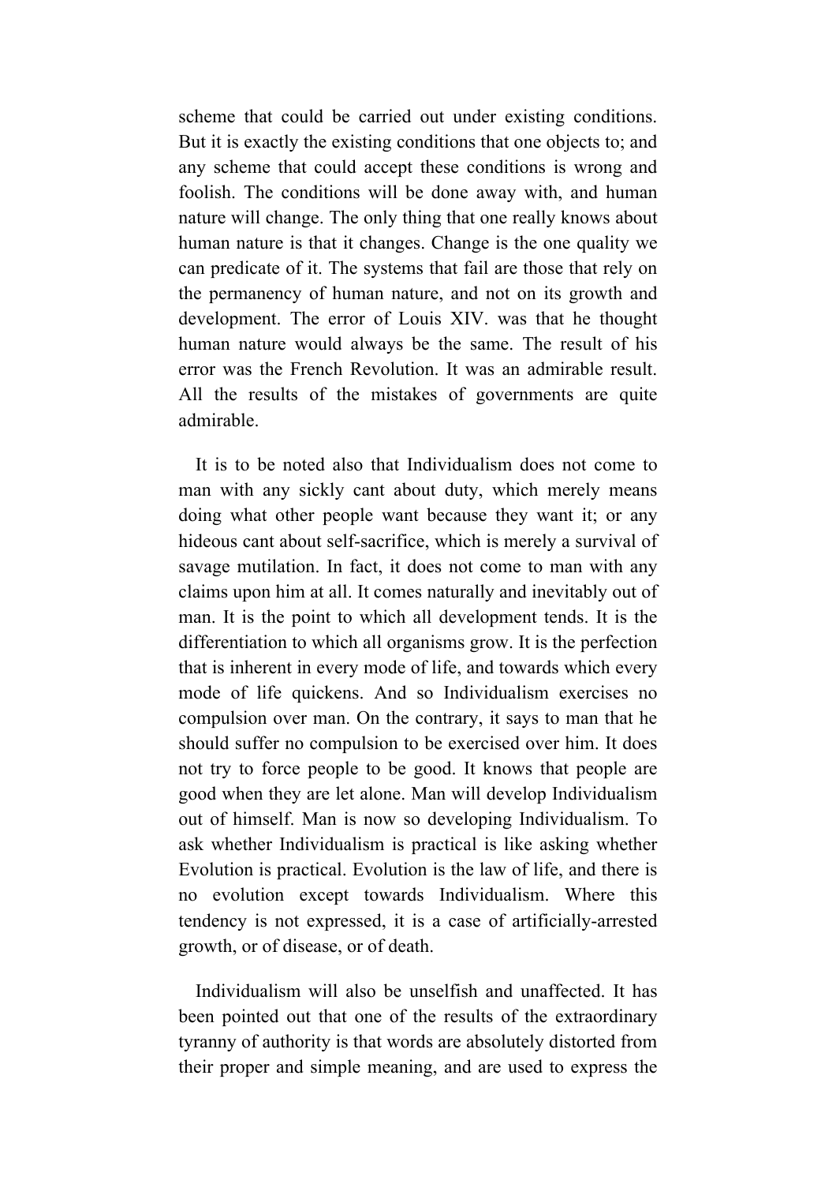scheme that could be carried out under existing conditions. But it is exactly the existing conditions that one objects to; and any scheme that could accept these conditions is wrong and foolish. The conditions will be done away with, and human nature will change. The only thing that one really knows about human nature is that it changes. Change is the one quality we can predicate of it. The systems that fail are those that rely on the permanency of human nature, and not on its growth and development. The error of Louis XIV. was that he thought human nature would always be the same. The result of his error was the French Revolution. It was an admirable result. All the results of the mistakes of governments are quite admirable.

It is to be noted also that Individualism does not come to man with any sickly cant about duty, which merely means doing what other people want because they want it; or any hideous cant about self-sacrifice, which is merely a survival of savage mutilation. In fact, it does not come to man with any claims upon him at all. It comes naturally and inevitably out of man. It is the point to which all development tends. It is the differentiation to which all organisms grow. It is the perfection that is inherent in every mode of life, and towards which every mode of life quickens. And so Individualism exercises no compulsion over man. On the contrary, it says to man that he should suffer no compulsion to be exercised over him. It does not try to force people to be good. It knows that people are good when they are let alone. Man will develop Individualism out of himself. Man is now so developing Individualism. To ask whether Individualism is practical is like asking whether Evolution is practical. Evolution is the law of life, and there is no evolution except towards Individualism. Where this tendency is not expressed, it is a case of artificially-arrested growth, or of disease, or of death.

Individualism will also be unselfish and unaffected. It has been pointed out that one of the results of the extraordinary tyranny of authority is that words are absolutely distorted from their proper and simple meaning, and are used to express the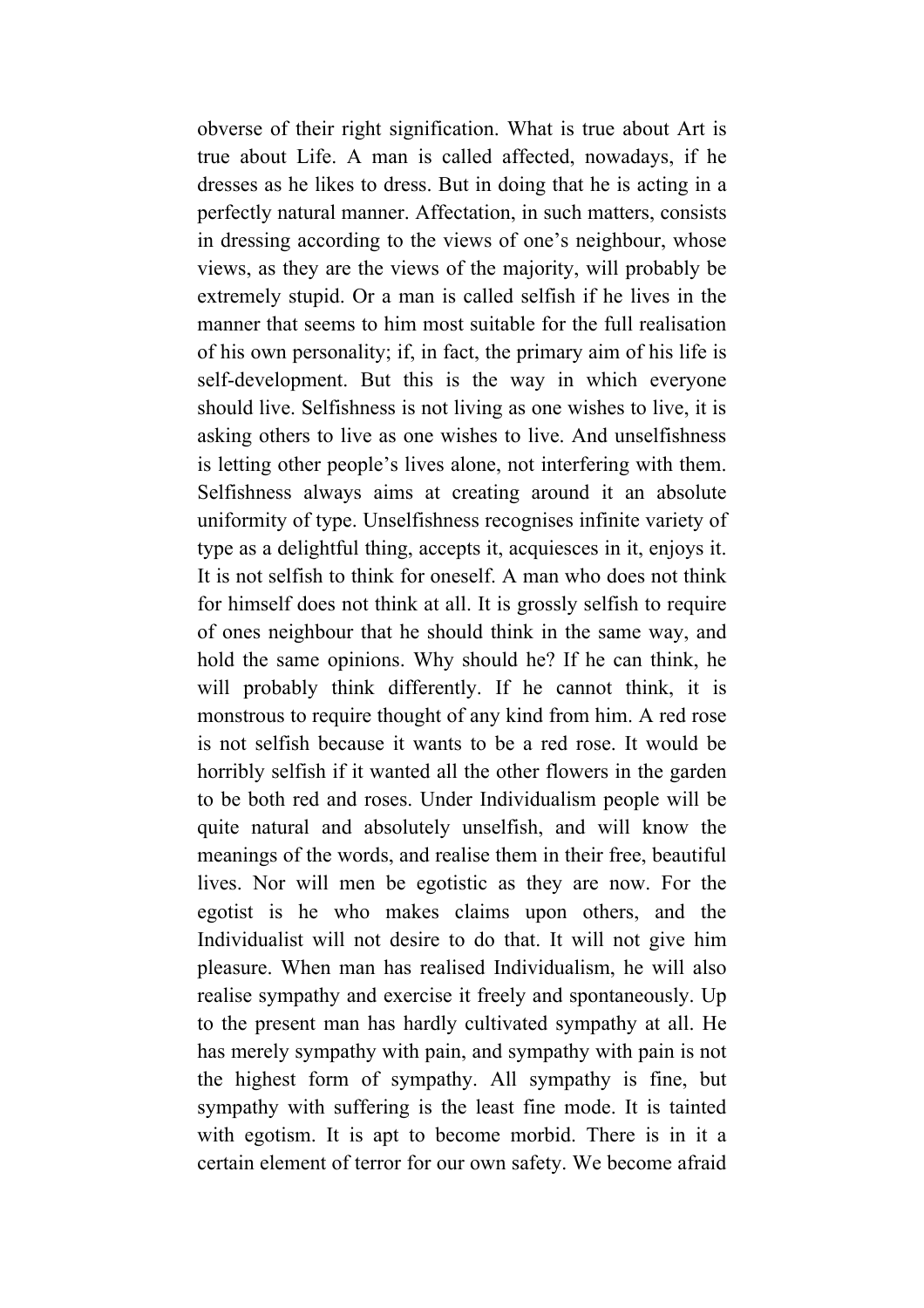obverse of their right signification. What is true about Art is true about Life. A man is called affected, nowadays, if he dresses as he likes to dress. But in doing that he is acting in a perfectly natural manner. Affectation, in such matters, consists in dressing according to the views of one's neighbour, whose views, as they are the views of the majority, will probably be extremely stupid. Or a man is called selfish if he lives in the manner that seems to him most suitable for the full realisation of his own personality; if, in fact, the primary aim of his life is self-development. But this is the way in which everyone should live. Selfishness is not living as one wishes to live, it is asking others to live as one wishes to live. And unselfishness is letting other people's lives alone, not interfering with them. Selfishness always aims at creating around it an absolute uniformity of type. Unselfishness recognises infinite variety of type as a delightful thing, accepts it, acquiesces in it, enjoys it. It is not selfish to think for oneself. A man who does not think for himself does not think at all. It is grossly selfish to require of ones neighbour that he should think in the same way, and hold the same opinions. Why should he? If he can think, he will probably think differently. If he cannot think, it is monstrous to require thought of any kind from him. A red rose is not selfish because it wants to be a red rose. It would be horribly selfish if it wanted all the other flowers in the garden to be both red and roses. Under Individualism people will be quite natural and absolutely unselfish, and will know the meanings of the words, and realise them in their free, beautiful lives. Nor will men be egotistic as they are now. For the egotist is he who makes claims upon others, and the Individualist will not desire to do that. It will not give him pleasure. When man has realised Individualism, he will also realise sympathy and exercise it freely and spontaneously. Up to the present man has hardly cultivated sympathy at all. He has merely sympathy with pain, and sympathy with pain is not the highest form of sympathy. All sympathy is fine, but sympathy with suffering is the least fine mode. It is tainted with egotism. It is apt to become morbid. There is in it a certain element of terror for our own safety. We become afraid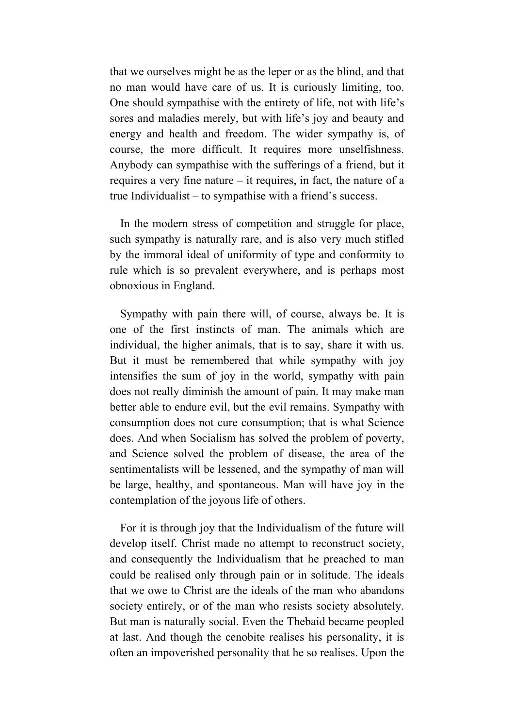that we ourselves might be as the leper or as the blind, and that no man would have care of us. It is curiously limiting, too. One should sympathise with the entirety of life, not with life's sores and maladies merely, but with life's joy and beauty and energy and health and freedom. The wider sympathy is, of course, the more difficult. It requires more unselfishness. Anybody can sympathise with the sufferings of a friend, but it requires a very fine nature – it requires, in fact, the nature of a true Individualist – to sympathise with a friend's success.

In the modern stress of competition and struggle for place, such sympathy is naturally rare, and is also very much stifled by the immoral ideal of uniformity of type and conformity to rule which is so prevalent everywhere, and is perhaps most obnoxious in England.

Sympathy with pain there will, of course, always be. It is one of the first instincts of man. The animals which are individual, the higher animals, that is to say, share it with us. But it must be remembered that while sympathy with joy intensifies the sum of joy in the world, sympathy with pain does not really diminish the amount of pain. It may make man better able to endure evil, but the evil remains. Sympathy with consumption does not cure consumption; that is what Science does. And when Socialism has solved the problem of poverty, and Science solved the problem of disease, the area of the sentimentalists will be lessened, and the sympathy of man will be large, healthy, and spontaneous. Man will have joy in the contemplation of the joyous life of others.

For it is through joy that the Individualism of the future will develop itself. Christ made no attempt to reconstruct society, and consequently the Individualism that he preached to man could be realised only through pain or in solitude. The ideals that we owe to Christ are the ideals of the man who abandons society entirely, or of the man who resists society absolutely. But man is naturally social. Even the Thebaid became peopled at last. And though the cenobite realises his personality, it is often an impoverished personality that he so realises. Upon the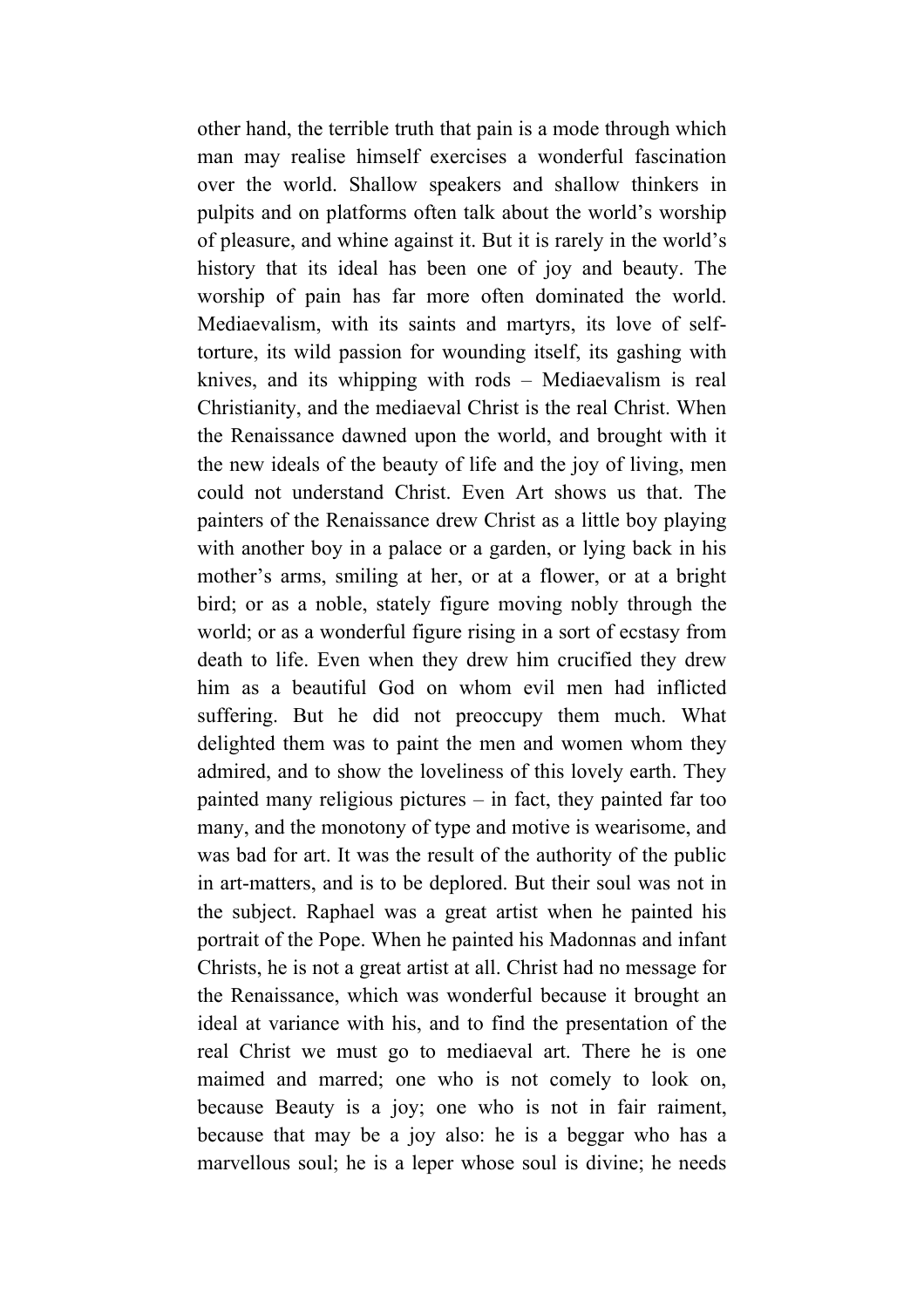other hand, the terrible truth that pain is a mode through which man may realise himself exercises a wonderful fascination over the world. Shallow speakers and shallow thinkers in pulpits and on platforms often talk about the world's worship of pleasure, and whine against it. But it is rarely in the world's history that its ideal has been one of joy and beauty. The worship of pain has far more often dominated the world. Mediaevalism, with its saints and martyrs, its love of self-torture, its wild passion for wounding itself, its gashing with knives, and its whipping with rods – Mediaevalism is real Christianity, and the mediaeval Christ is the real Christ. When the Renaissance dawned upon the world, and brought with it the new ideals of the beauty of life and the joy of living, men could not understand Christ. Even Art shows us that. The painters of the Renaissance drew Christ as a little boy playing with another boy in a palace or a garden, or lying back in his mother's arms, smiling at her, or at a flower, or at a bright bird; or as a noble, stately figure moving nobly through the world; or as a wonderful figure rising in a sort of ecstasy from death to life. Even when they drew him crucified they drew him as a beautiful God on whom evil men had inflicted suffering. But he did not preoccupy them much. What delighted them was to paint the men and women whom they admired, and to show the loveliness of this lovely earth. They painted many religious pictures – in fact, they painted far too many, and the monotony of type and motive is wearisome, and was bad for art. It was the result of the authority of the public in art-matters, and is to be deplored. But their soul was not in the subject. Raphael was a great artist when he painted his portrait of the Pope. When he painted his Madonnas and infant Christs, he is not a great artist at all. Christ had no message for the Renaissance, which was wonderful because it brought an ideal at variance with his, and to find the presentation of the real Christ we must go to mediaeval art. There he is one maimed and marred; one who is not comely to look on, because Beauty is a joy; one who is not in fair raiment, because that may be a joy also: he is a beggar who has a marvellous soul; he is a leper whose soul is divine; he needs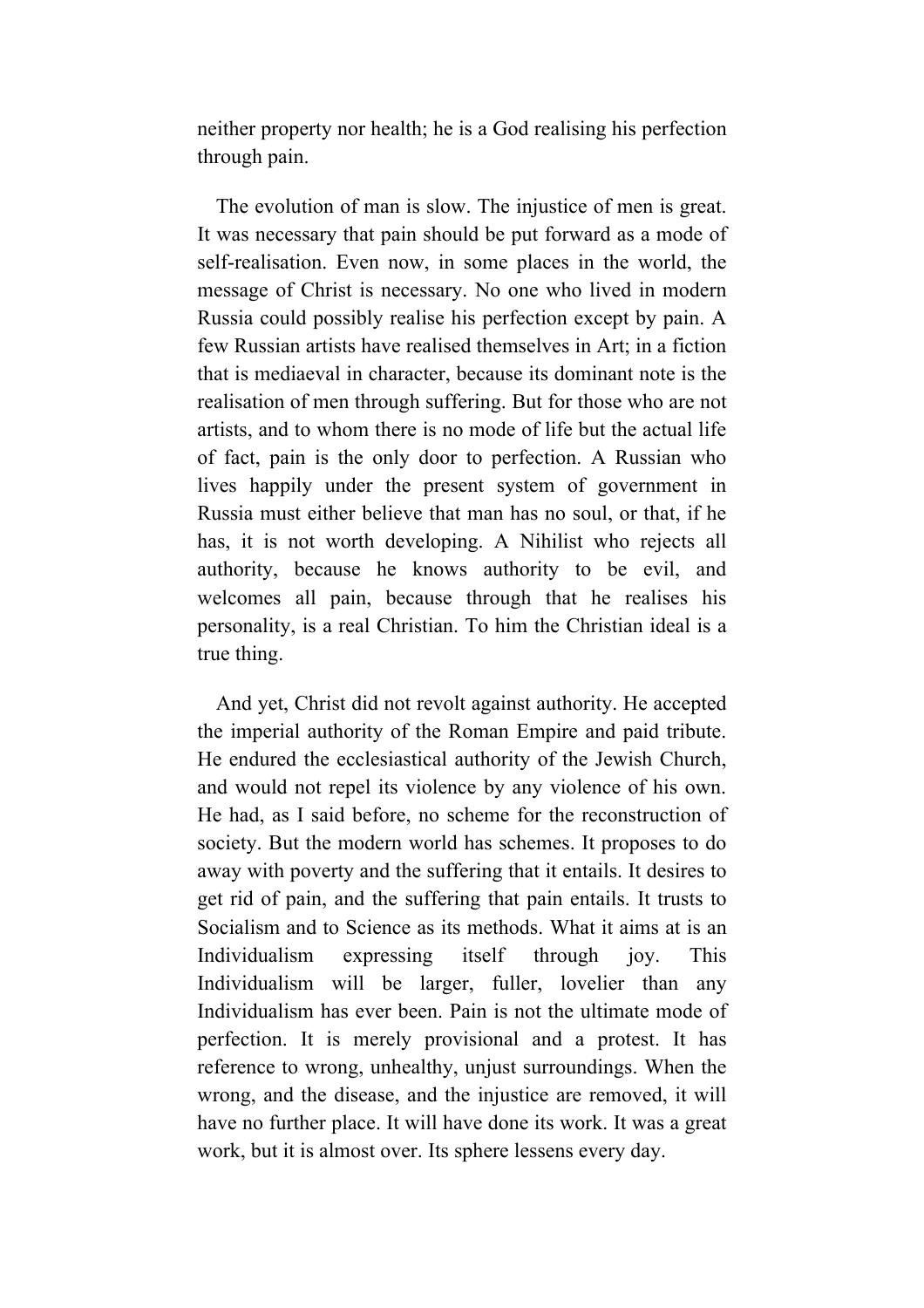neither property nor health; he is a God realising his perfection through pain.

The evolution of man is slow. The injustice of men is great. It was necessary that pain should be put forward as a mode of self-realisation. Even now, in some places in the world, the message of Christ is necessary. No one who lived in modern Russia could possibly realise his perfection except by pain. A few Russian artists have realised themselves in Art; in a fiction that is mediaeval in character, because its dominant note is the realisation of men through suffering. But for those who are not artists, and to whom there is no mode of life but the actual life of fact, pain is the only door to perfection. A Russian who lives happily under the present system of government in Russia must either believe that man has no soul, or that, if he has, it is not worth developing. A Nihilist who rejects all authority, because he knows authority to be evil, and welcomes all pain, because through that he realises his personality, is a real Christian. To him the Christian ideal is a true thing.

And yet, Christ did not revolt against authority. He accepted the imperial authority of the Roman Empire and paid tribute. He endured the ecclesiastical authority of the Jewish Church, and would not repel its violence by any violence of his own. He had, as I said before, no scheme for the reconstruction of society. But the modern world has schemes. It proposes to do away with poverty and the suffering that it entails. It desires to get rid of pain, and the suffering that pain entails. It trusts to Socialism and to Science as its methods. What it aims at is an Individualism expressing itself through joy. This Individualism will be larger, fuller, lovelier than any Individualism has ever been. Pain is not the ultimate mode of perfection. It is merely provisional and a protest. It has reference to wrong, unhealthy, unjust surroundings. When the wrong, and the disease, and the injustice are removed, it will have no further place. It will have done its work. It was a great work, but it is almost over. Its sphere lessens every day.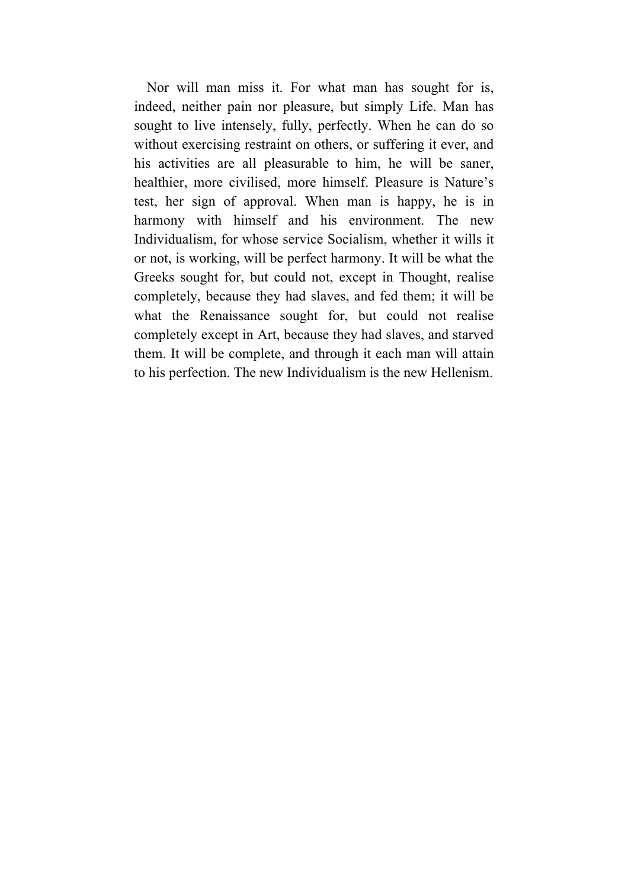Nor will man miss it. For what man has sought for is, indeed, neither pain nor pleasure, but simply Life. Man has sought to live intensely, fully, perfectly. When he can do so without exercising restraint on others, or suffering it ever, and his activities are all pleasurable to him, he will be saner, healthier, more civilised, more himself. Pleasure is Nature's test, her sign of approval. When man is happy, he is in harmony with himself and his environment. The new Individualism, for whose service Socialism, whether it wills it or not, is working, will be perfect harmony. It will be what the Greeks sought for, but could not, except in Thought, realise completely, because they had slaves, and fed them; it will be what the Renaissance sought for, but could not realise completely except in Art, because they had slaves, and starved them. It will be complete, and through it each man will attain to his perfection. The new Individualism is the new Hellenism.